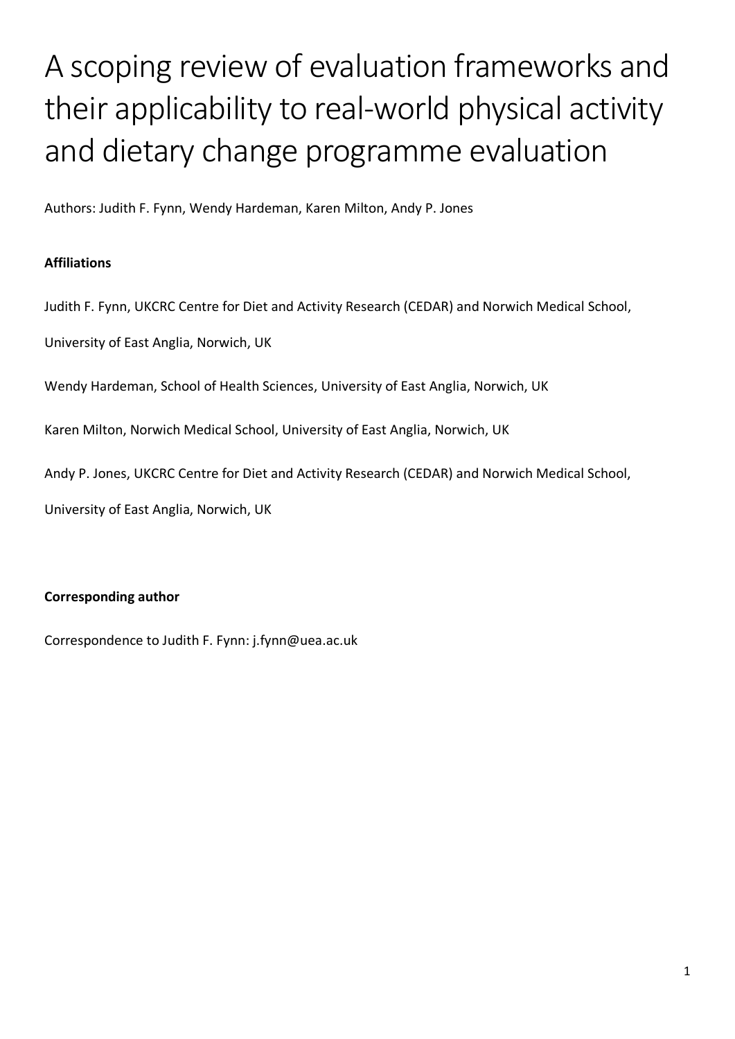# A scoping review of evaluation frameworks and their applicability to real-world physical activity and dietary change programme evaluation

Authors: Judith F. Fynn, Wendy Hardeman, Karen Milton, Andy P. Jones

**Affiliations**

Judith F. Fynn, UKCRC Centre for Diet and Activity Research (CEDAR) and Norwich Medical School, University of East Anglia, Norwich, UK

Wendy Hardeman, School of Health Sciences, University of East Anglia, Norwich, UK

Karen Milton, Norwich Medical School, University of East Anglia, Norwich, UK

Andy P. Jones, UKCRC Centre for Diet and Activity Research (CEDAR) and Norwich Medical School, University of East Anglia, Norwich, UK

**Corresponding author**

Correspondence to Judith F. Fynn: j.fynn@uea.ac.uk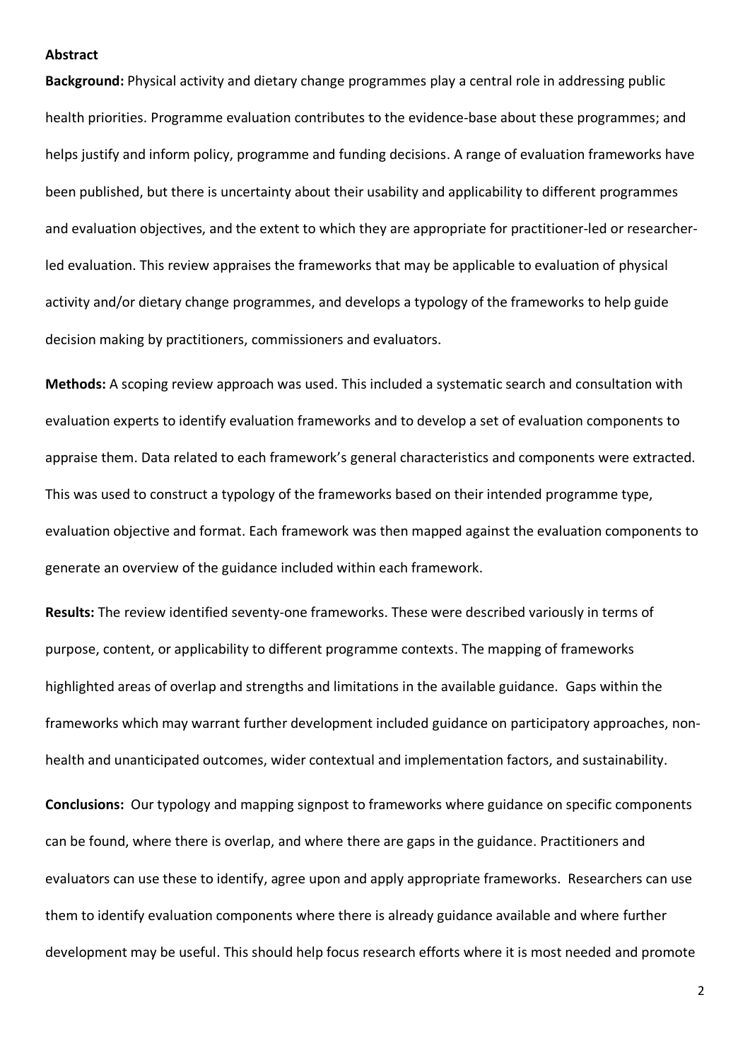## Abstract

**Background:** Physical activity and dietary change programmes play a central role in addressing public health priorities. Programme evaluation contributes to the evidence-base about these programmes; and helps justify and inform policy, programme and funding decisions. A range of evaluation frameworks have been published, but there is uncertainty about their usability and applicability to different programmes and evaluation objectives, and the extent to which they are appropriate for practitioner-led or researcher-led evaluation. This review appraises the frameworks that may be applicable to evaluation of physical activity and/or dietary change programmes, and develops a typology of the frameworks to help guide decision making by practitioners, commissioners and evaluators.

**Methods:** A scoping review approach was used. This included a systematic search and consultation with evaluation experts to identify evaluation frameworks and to develop a set of evaluation components to appraise them. Data related to each framework's general characteristics and components were extracted. This was used to construct a typology of the frameworks based on their intended programme type, evaluation objective and format. Each framework was then mapped against the evaluation components to generate an overview of the guidance included within each framework.

**Results:** The review identified seventy-one frameworks. These were described variously in terms of purpose, content, or applicability to different programme contexts. The mapping of frameworks highlighted areas of overlap and strengths and limitations in the available guidance. Gaps within the frameworks which may warrant further development included guidance on participatory approaches, non-health and unanticipated outcomes, wider contextual and implementation factors, and sustainability.

**Conclusions:** Our typology and mapping signpost to frameworks where guidance on specific components can be found, where there is overlap, and where there are gaps in the guidance. Practitioners and evaluators can use these to identify, agree upon and apply appropriate frameworks. Researchers can use them to identify evaluation components where there is already guidance available and where further development may be useful. This should help focus research efforts where it is most needed and promote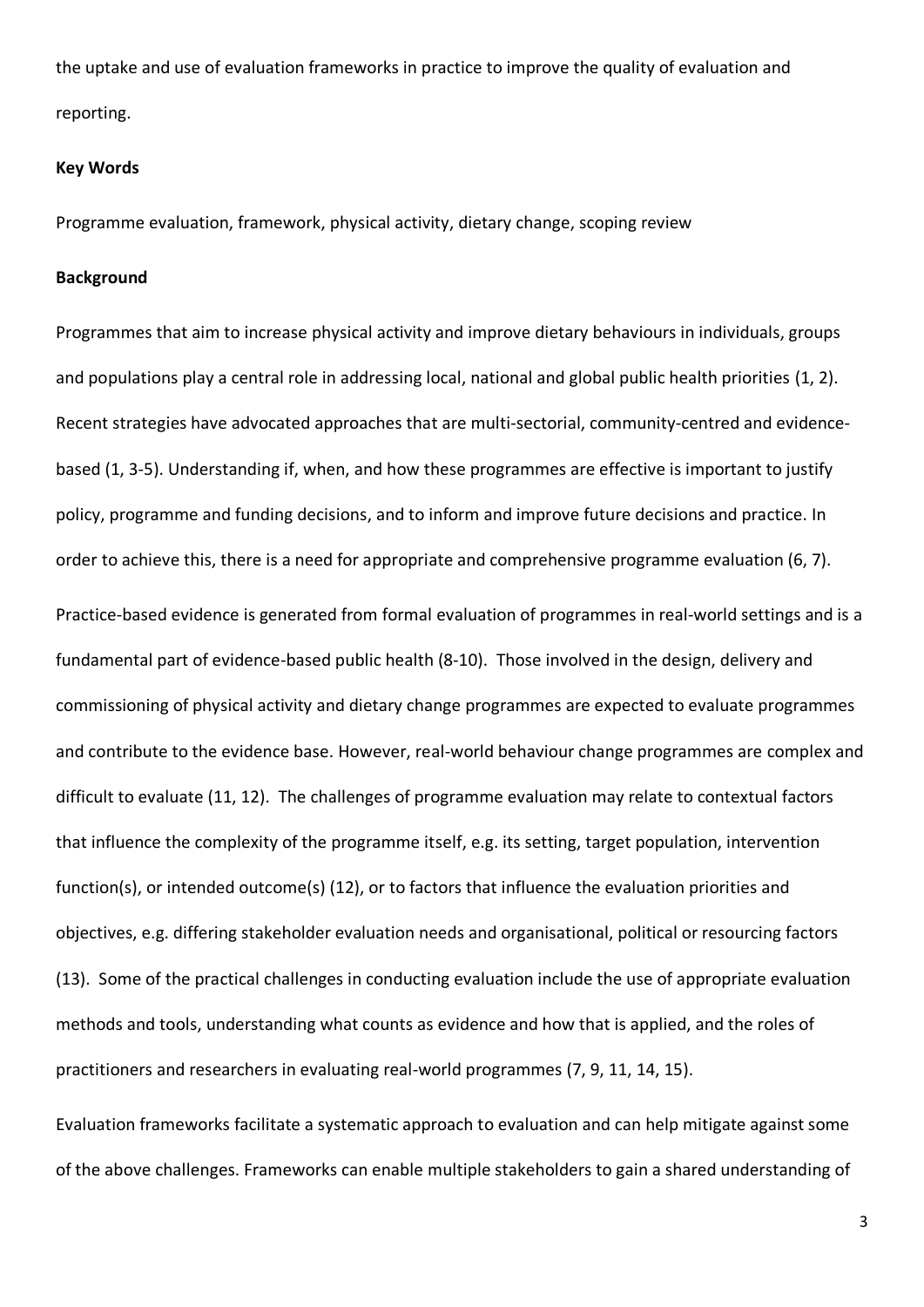the uptake and use of evaluation frameworks in practice to improve the quality of evaluation and reporting.

**Key Words**

Programme evaluation, framework, physical activity, dietary change, scoping review

**Background**

Programmes that aim to increase physical activity and improve dietary behaviours in individuals, groups and populations play a central role in addressing local, national and global public health priorities (1, 2). Recent strategies have advocated approaches that are multi-sectorial, community-centred and evidence-based (1, 3-5). Understanding if, when, and how these programmes are effective is important to justify policy, programme and funding decisions, and to inform and improve future decisions and practice. In order to achieve this, there is a need for appropriate and comprehensive programme evaluation (6, 7).

Practice-based evidence is generated from formal evaluation of programmes in real-world settings and is a fundamental part of evidence-based public health (8-10). Those involved in the design, delivery and commissioning of physical activity and dietary change programmes are expected to evaluate programmes and contribute to the evidence base. However, real-world behaviour change programmes are complex and difficult to evaluate (11, 12). The challenges of programme evaluation may relate to contextual factors that influence the complexity of the programme itself, e.g. its setting, target population, intervention function(s), or intended outcome(s) (12), or to factors that influence the evaluation priorities and objectives, e.g. differing stakeholder evaluation needs and organisational, political or resourcing factors (13). Some of the practical challenges in conducting evaluation include the use of appropriate evaluation methods and tools, understanding what counts as evidence and how that is applied, and the roles of practitioners and researchers in evaluating real-world programmes (7, 9, 11, 14, 15).

Evaluation frameworks facilitate a systematic approach to evaluation and can help mitigate against some of the above challenges. Frameworks can enable multiple stakeholders to gain a shared understanding of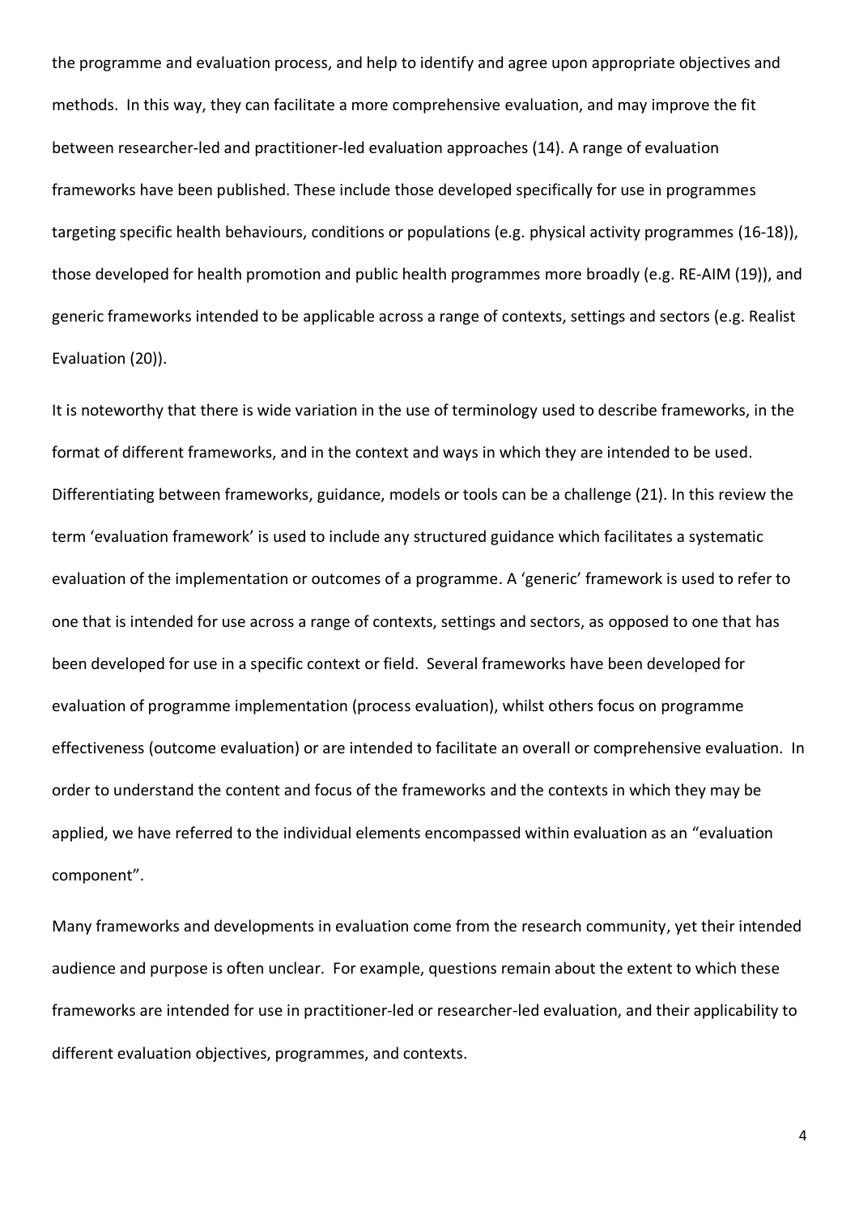the programme and evaluation process, and help to identify and agree upon appropriate objectives and methods. In this way, they can facilitate a more comprehensive evaluation, and may improve the fit between researcher-led and practitioner-led evaluation approaches (14). A range of evaluation frameworks have been published. These include those developed specifically for use in programmes targeting specific health behaviours, conditions or populations (e.g. physical activity programmes (16-18)), those developed for health promotion and public health programmes more broadly (e.g. RE-AIM (19)), and generic frameworks intended to be applicable across a range of contexts, settings and sectors (e.g. Realist Evaluation (20)).

It is noteworthy that there is wide variation in the use of terminology used to describe frameworks, in the format of different frameworks, and in the context and ways in which they are intended to be used. Differentiating between frameworks, guidance, models or tools can be a challenge (21). In this review the term 'evaluation framework' is used to include any structured guidance which facilitates a systematic evaluation of the implementation or outcomes of a programme. A 'generic' framework is used to refer to one that is intended for use across a range of contexts, settings and sectors, as opposed to one that has been developed for use in a specific context or field. Several frameworks have been developed for evaluation of programme implementation (process evaluation), whilst others focus on programme effectiveness (outcome evaluation) or are intended to facilitate an overall or comprehensive evaluation. In order to understand the content and focus of the frameworks and the contexts in which they may be applied, we have referred to the individual elements encompassed within evaluation as an "evaluation component".

Many frameworks and developments in evaluation come from the research community, yet their intended audience and purpose is often unclear. For example, questions remain about the extent to which these frameworks are intended for use in practitioner-led or researcher-led evaluation, and their applicability to different evaluation objectives, programmes, and contexts.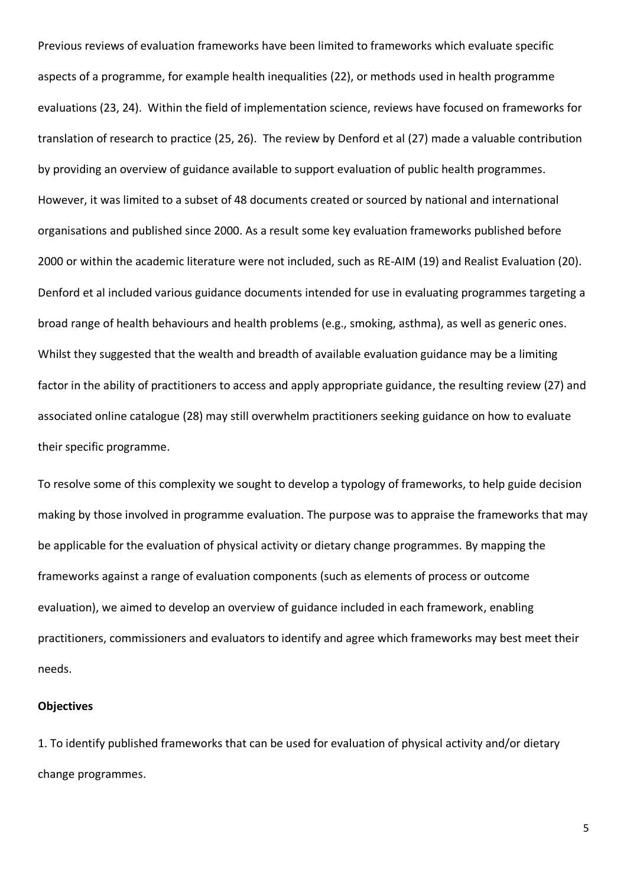Previous reviews of evaluation frameworks have been limited to frameworks which evaluate specific aspects of a programme, for example health inequalities (22), or methods used in health programme evaluations (23, 24). Within the field of implementation science, reviews have focused on frameworks for translation of research to practice (25, 26). The review by Denford et al (27) made a valuable contribution by providing an overview of guidance available to support evaluation of public health programmes. However, it was limited to a subset of 48 documents created or sourced by national and international organisations and published since 2000. As a result some key evaluation frameworks published before 2000 or within the academic literature were not included, such as RE-AIM (19) and Realist Evaluation (20). Denford et al included various guidance documents intended for use in evaluating programmes targeting a broad range of health behaviours and health problems (e.g., smoking, asthma), as well as generic ones. Whilst they suggested that the wealth and breadth of available evaluation guidance may be a limiting factor in the ability of practitioners to access and apply appropriate guidance, the resulting review (27) and associated online catalogue (28) may still overwhelm practitioners seeking guidance on how to evaluate their specific programme.

To resolve some of this complexity we sought to develop a typology of frameworks, to help guide decision making by those involved in programme evaluation. The purpose was to appraise the frameworks that may be applicable for the evaluation of physical activity or dietary change programmes. By mapping the frameworks against a range of evaluation components (such as elements of process or outcome evaluation), we aimed to develop an overview of guidance included in each framework, enabling practitioners, commissioners and evaluators to identify and agree which frameworks may best meet their needs.

**Objectives**

1. To identify published frameworks that can be used for evaluation of physical activity and/or dietary change programmes.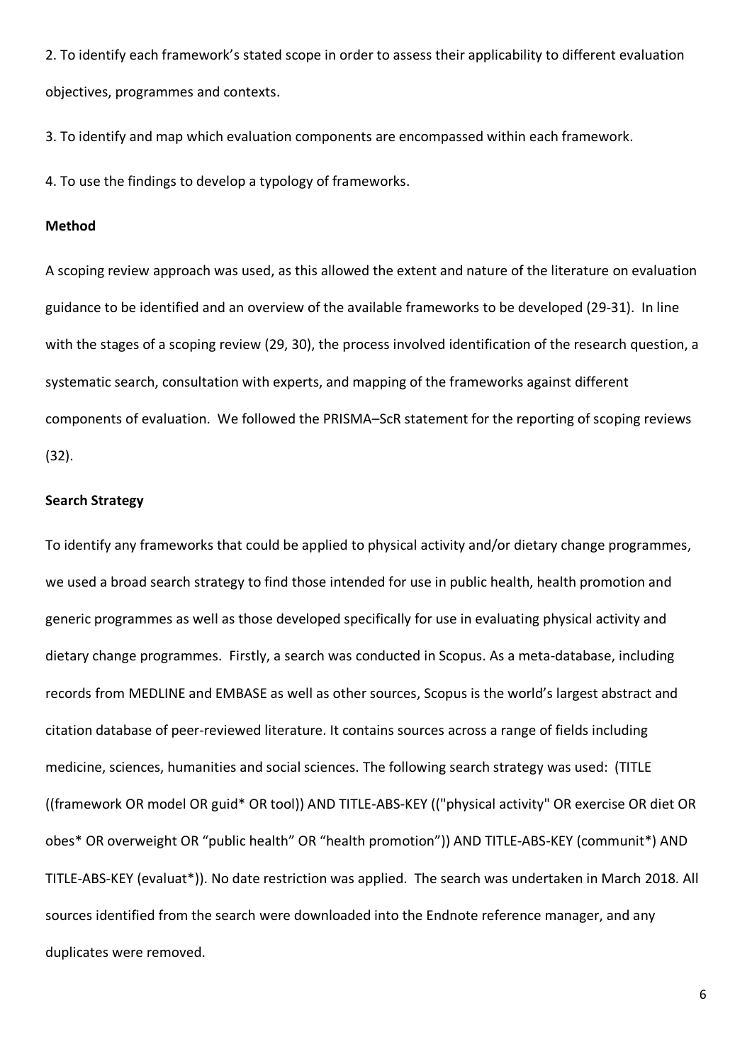2. To identify each framework's stated scope in order to assess their applicability to different evaluation objectives, programmes and contexts.

3. To identify and map which evaluation components are encompassed within each framework.

4. To use the findings to develop a typology of frameworks.

**Method**

A scoping review approach was used, as this allowed the extent and nature of the literature on evaluation guidance to be identified and an overview of the available frameworks to be developed (29-31). In line with the stages of a scoping review (29, 30), the process involved identification of the research question, a systematic search, consultation with experts, and mapping of the frameworks against different components of evaluation. We followed the PRISMA–ScR statement for the reporting of scoping reviews (32).

**Search Strategy**

To identify any frameworks that could be applied to physical activity and/or dietary change programmes, we used a broad search strategy to find those intended for use in public health, health promotion and generic programmes as well as those developed specifically for use in evaluating physical activity and dietary change programmes. Firstly, a search was conducted in Scopus. As a meta-database, including records from MEDLINE and EMBASE as well as other sources, Scopus is the world's largest abstract and citation database of peer-reviewed literature. It contains sources across a range of fields including medicine, sciences, humanities and social sciences. The following search strategy was used: (TITLE ((framework OR model OR guid* OR tool)) AND TITLE-ABS-KEY (("physical activity" OR exercise OR diet OR obes* OR overweight OR "public health" OR "health promotion")) AND TITLE-ABS-KEY (communit*) AND TITLE-ABS-KEY (evaluat*)). No date restriction was applied. The search was undertaken in March 2018. All sources identified from the search were downloaded into the Endnote reference manager, and any duplicates were removed.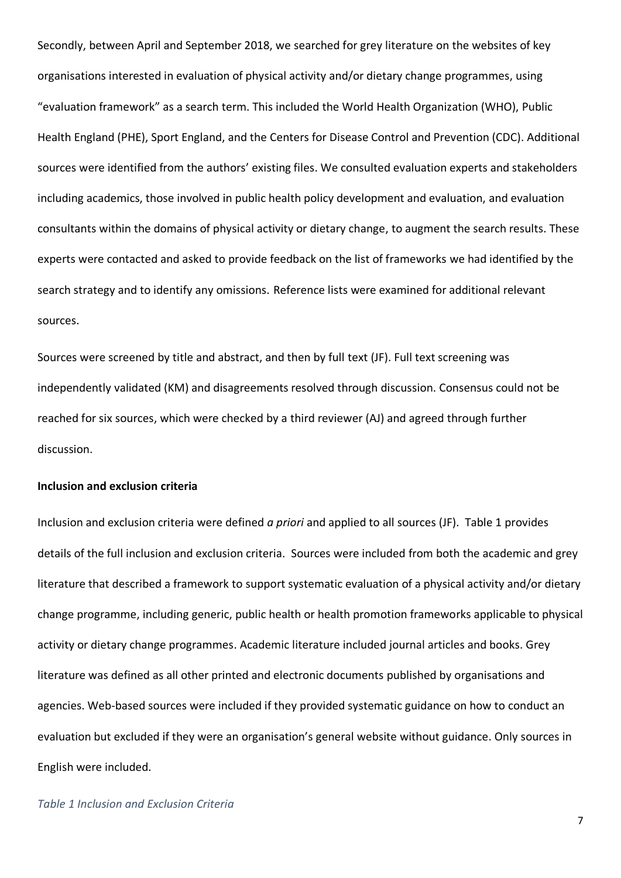Secondly, between April and September 2018, we searched for grey literature on the websites of key organisations interested in evaluation of physical activity and/or dietary change programmes, using "evaluation framework" as a search term. This included the World Health Organization (WHO), Public Health England (PHE), Sport England, and the Centers for Disease Control and Prevention (CDC). Additional sources were identified from the authors' existing files. We consulted evaluation experts and stakeholders including academics, those involved in public health policy development and evaluation, and evaluation consultants within the domains of physical activity or dietary change, to augment the search results. These experts were contacted and asked to provide feedback on the list of frameworks we had identified by the search strategy and to identify any omissions. Reference lists were examined for additional relevant sources.

Sources were screened by title and abstract, and then by full text (JF). Full text screening was independently validated (KM) and disagreements resolved through discussion. Consensus could not be reached for six sources, which were checked by a third reviewer (AJ) and agreed through further discussion.

**Inclusion and exclusion criteria**

Inclusion and exclusion criteria were defined *a priori* and applied to all sources (JF). Table 1 provides details of the full inclusion and exclusion criteria. Sources were included from both the academic and grey literature that described a framework to support systematic evaluation of a physical activity and/or dietary change programme, including generic, public health or health promotion frameworks applicable to physical activity or dietary change programmes. Academic literature included journal articles and books. Grey literature was defined as all other printed and electronic documents published by organisations and agencies. Web-based sources were included if they provided systematic guidance on how to conduct an evaluation but excluded if they were an organisation's general website without guidance. Only sources in English were included.

*Table 1 Inclusion and Exclusion Criteria*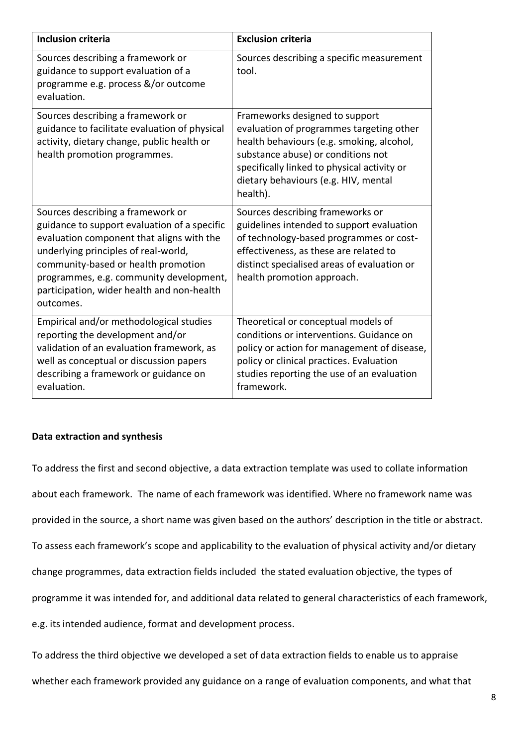| Inclusion criteria | Exclusion criteria |
|---|---|
| Sources describing a framework or guidance to support evaluation of a programme e.g. process &/or outcome evaluation. | Sources describing a specific measurement tool. |
| Sources describing a framework or guidance to facilitate evaluation of physical activity, dietary change, public health or health promotion programmes. | Frameworks designed to support evaluation of programmes targeting other health behaviours (e.g. smoking, alcohol, substance abuse) or conditions not specifically linked to physical activity or dietary behaviours (e.g. HIV, mental health). |
| Sources describing a framework or guidance to support evaluation of a specific evaluation component that aligns with the underlying principles of real-world, community-based or health promotion programmes, e.g. community development, participation, wider health and non-health outcomes. | Sources describing frameworks or guidelines intended to support evaluation of technology-based programmes or cost-effectiveness, as these are related to distinct specialised areas of evaluation or health promotion approach. |
| Empirical and/or methodological studies reporting the development and/or validation of an evaluation framework, as well as conceptual or discussion papers describing a framework or guidance on evaluation. | Theoretical or conceptual models of conditions or interventions. Guidance on policy or action for management of disease, policy or clinical practices. Evaluation studies reporting the use of an evaluation framework. |

**Data extraction and synthesis**

To address the first and second objective, a data extraction template was used to collate information about each framework. The name of each framework was identified. Where no framework name was provided in the source, a short name was given based on the authors' description in the title or abstract. To assess each framework's scope and applicability to the evaluation of physical activity and/or dietary change programmes, data extraction fields included the stated evaluation objective, the types of programme it was intended for, and additional data related to general characteristics of each framework, e.g. its intended audience, format and development process.

To address the third objective we developed a set of data extraction fields to enable us to appraise whether each framework provided any guidance on a range of evaluation components, and what that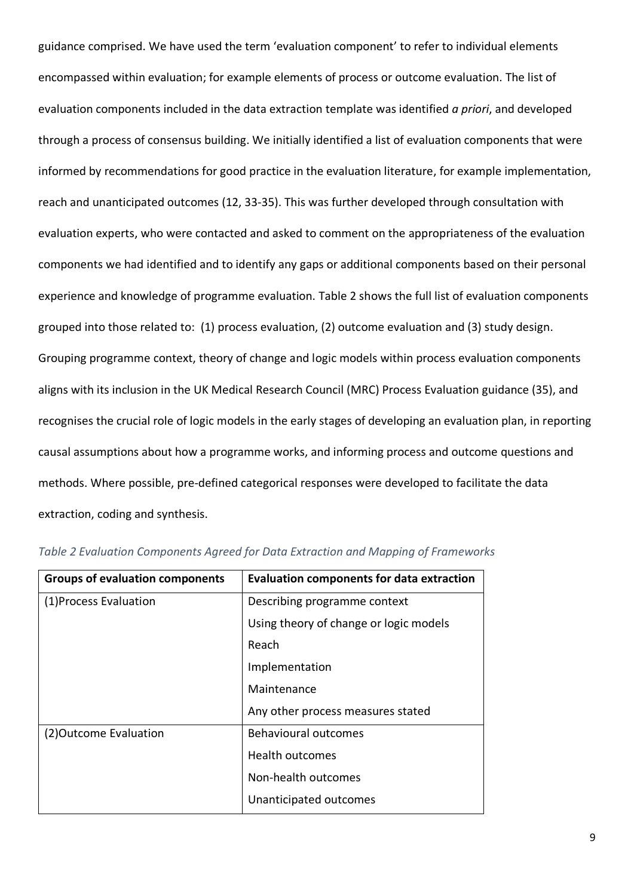guidance comprised. We have used the term 'evaluation component' to refer to individual elements encompassed within evaluation; for example elements of process or outcome evaluation. The list of evaluation components included in the data extraction template was identified *a priori*, and developed through a process of consensus building. We initially identified a list of evaluation components that were informed by recommendations for good practice in the evaluation literature, for example implementation, reach and unanticipated outcomes (12, 33-35). This was further developed through consultation with evaluation experts, who were contacted and asked to comment on the appropriateness of the evaluation components we had identified and to identify any gaps or additional components based on their personal experience and knowledge of programme evaluation. Table 2 shows the full list of evaluation components grouped into those related to: (1) process evaluation, (2) outcome evaluation and (3) study design. Grouping programme context, theory of change and logic models within process evaluation components aligns with its inclusion in the UK Medical Research Council (MRC) Process Evaluation guidance (35), and recognises the crucial role of logic models in the early stages of developing an evaluation plan, in reporting causal assumptions about how a programme works, and informing process and outcome questions and methods. Where possible, pre-defined categorical responses were developed to facilitate the data extraction, coding and synthesis.

*Table 2 Evaluation Components Agreed for Data Extraction and Mapping of Frameworks*

| Groups of evaluation components | Evaluation components for data extraction |
|---|---|
| (1)Process Evaluation | Describing programme context |
| | Using theory of change or logic models |
| | Reach |
| | Implementation |
| | Maintenance |
| | Any other process measures stated |
| (2)Outcome Evaluation | Behavioural outcomes |
| | Health outcomes |
| | Non-health outcomes |
| | Unanticipated outcomes |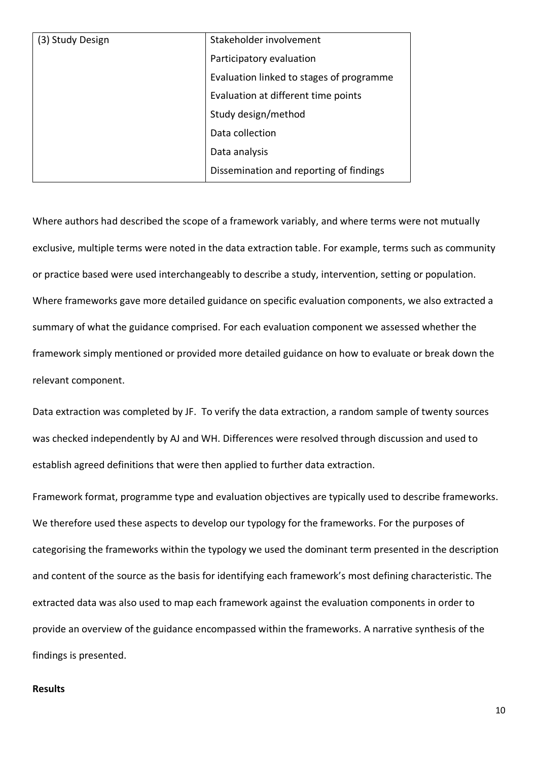| (3) Study Design | Stakeholder involvement |
|---|---|
| | Participatory evaluation |
| | Evaluation linked to stages of programme |
| | Evaluation at different time points |
| | Study design/method |
| | Data collection |
| | Data analysis |
| | Dissemination and reporting of findings |

Where authors had described the scope of a framework variably, and where terms were not mutually exclusive, multiple terms were noted in the data extraction table. For example, terms such as community or practice based were used interchangeably to describe a study, intervention, setting or population. Where frameworks gave more detailed guidance on specific evaluation components, we also extracted a summary of what the guidance comprised. For each evaluation component we assessed whether the framework simply mentioned or provided more detailed guidance on how to evaluate or break down the relevant component.

Data extraction was completed by JF. To verify the data extraction, a random sample of twenty sources was checked independently by AJ and WH. Differences were resolved through discussion and used to establish agreed definitions that were then applied to further data extraction.

Framework format, programme type and evaluation objectives are typically used to describe frameworks. We therefore used these aspects to develop our typology for the frameworks. For the purposes of categorising the frameworks within the typology we used the dominant term presented in the description and content of the source as the basis for identifying each framework's most defining characteristic. The extracted data was also used to map each framework against the evaluation components in order to provide an overview of the guidance encompassed within the frameworks. A narrative synthesis of the findings is presented.

**Results**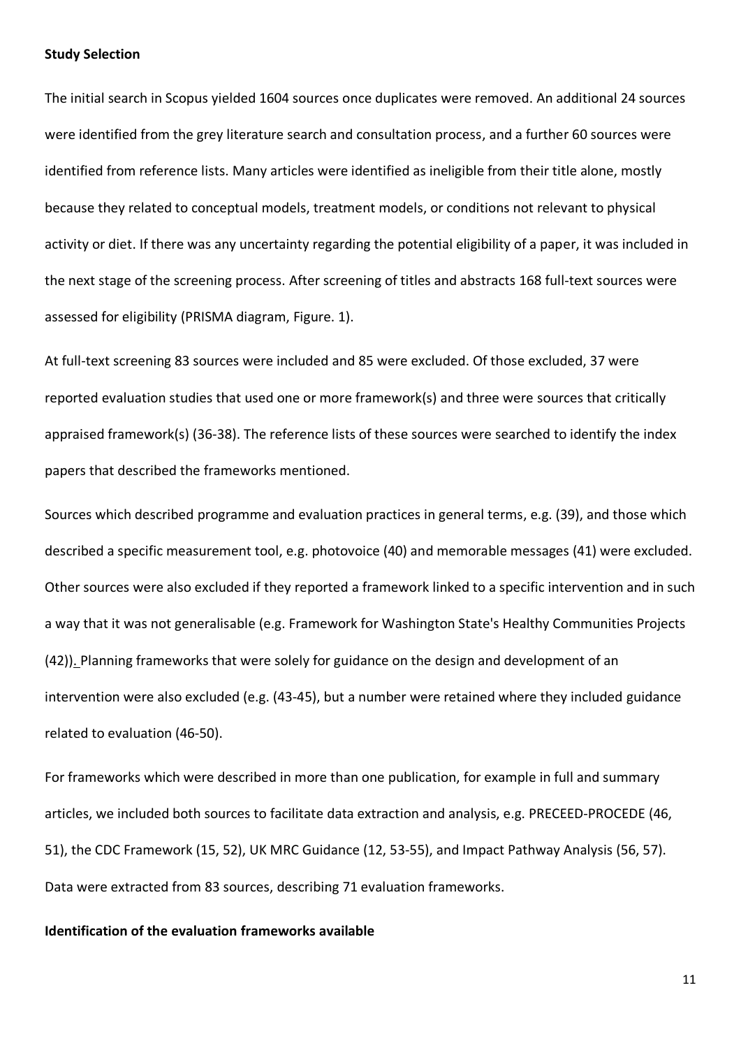**Study Selection**

The initial search in Scopus yielded 1604 sources once duplicates were removed. An additional 24 sources were identified from the grey literature search and consultation process, and a further 60 sources were identified from reference lists. Many articles were identified as ineligible from their title alone, mostly because they related to conceptual models, treatment models, or conditions not relevant to physical activity or diet. If there was any uncertainty regarding the potential eligibility of a paper, it was included in the next stage of the screening process. After screening of titles and abstracts 168 full-text sources were assessed for eligibility (PRISMA diagram, Figure. 1).

At full-text screening 83 sources were included and 85 were excluded. Of those excluded, 37 were reported evaluation studies that used one or more framework(s) and three were sources that critically appraised framework(s) (36-38). The reference lists of these sources were searched to identify the index papers that described the frameworks mentioned.

Sources which described programme and evaluation practices in general terms, e.g. (39), and those which described a specific measurement tool, e.g. photovoice (40) and memorable messages (41) were excluded. Other sources were also excluded if they reported a framework linked to a specific intervention and in such a way that it was not generalisable (e.g. Framework for Washington State's Healthy Communities Projects (42)). Planning frameworks that were solely for guidance on the design and development of an intervention were also excluded (e.g. (43-45), but a number were retained where they included guidance related to evaluation (46-50).

For frameworks which were described in more than one publication, for example in full and summary articles, we included both sources to facilitate data extraction and analysis, e.g. PRECEED-PROCEDE (46, 51), the CDC Framework (15, 52), UK MRC Guidance (12, 53-55), and Impact Pathway Analysis (56, 57). Data were extracted from 83 sources, describing 71 evaluation frameworks.

**Identification of the evaluation frameworks available**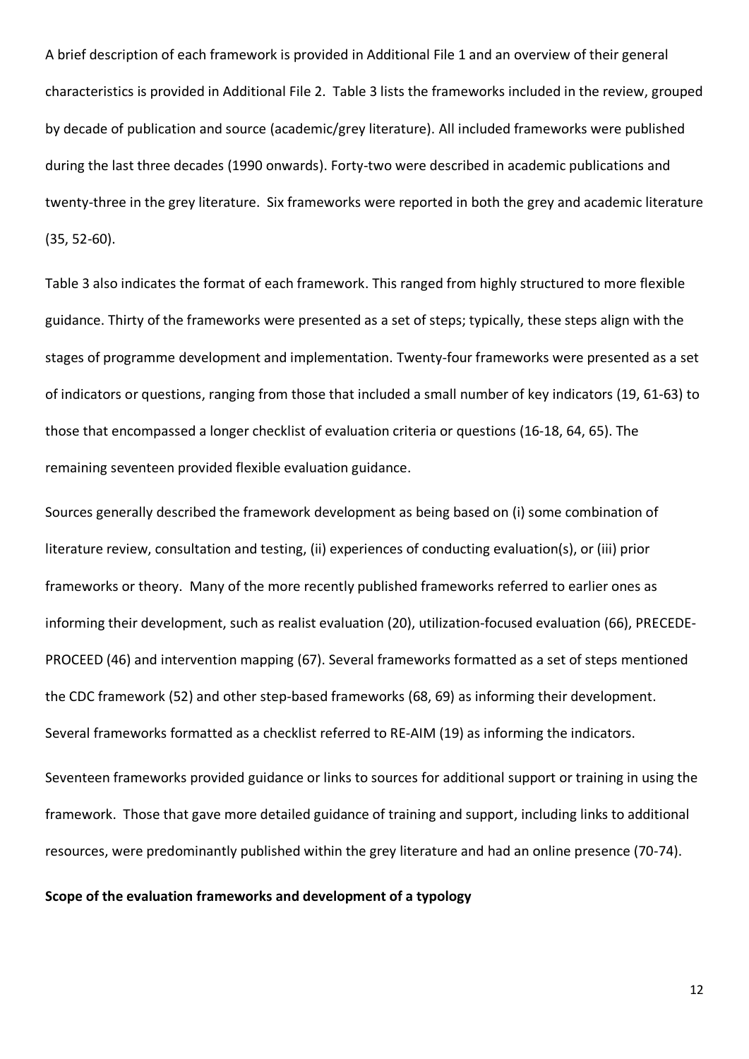A brief description of each framework is provided in Additional File 1 and an overview of their general characteristics is provided in Additional File 2. Table 3 lists the frameworks included in the review, grouped by decade of publication and source (academic/grey literature). All included frameworks were published during the last three decades (1990 onwards). Forty-two were described in academic publications and twenty-three in the grey literature. Six frameworks were reported in both the grey and academic literature (35, 52-60).

Table 3 also indicates the format of each framework. This ranged from highly structured to more flexible guidance. Thirty of the frameworks were presented as a set of steps; typically, these steps align with the stages of programme development and implementation. Twenty-four frameworks were presented as a set of indicators or questions, ranging from those that included a small number of key indicators (19, 61-63) to those that encompassed a longer checklist of evaluation criteria or questions (16-18, 64, 65). The remaining seventeen provided flexible evaluation guidance.

Sources generally described the framework development as being based on (i) some combination of literature review, consultation and testing, (ii) experiences of conducting evaluation(s), or (iii) prior frameworks or theory. Many of the more recently published frameworks referred to earlier ones as informing their development, such as realist evaluation (20), utilization-focused evaluation (66), PRECEDE-PROCEED (46) and intervention mapping (67). Several frameworks formatted as a set of steps mentioned the CDC framework (52) and other step-based frameworks (68, 69) as informing their development. Several frameworks formatted as a checklist referred to RE-AIM (19) as informing the indicators.

Seventeen frameworks provided guidance or links to sources for additional support or training in using the framework. Those that gave more detailed guidance of training and support, including links to additional resources, were predominantly published within the grey literature and had an online presence (70-74).

**Scope of the evaluation frameworks and development of a typology**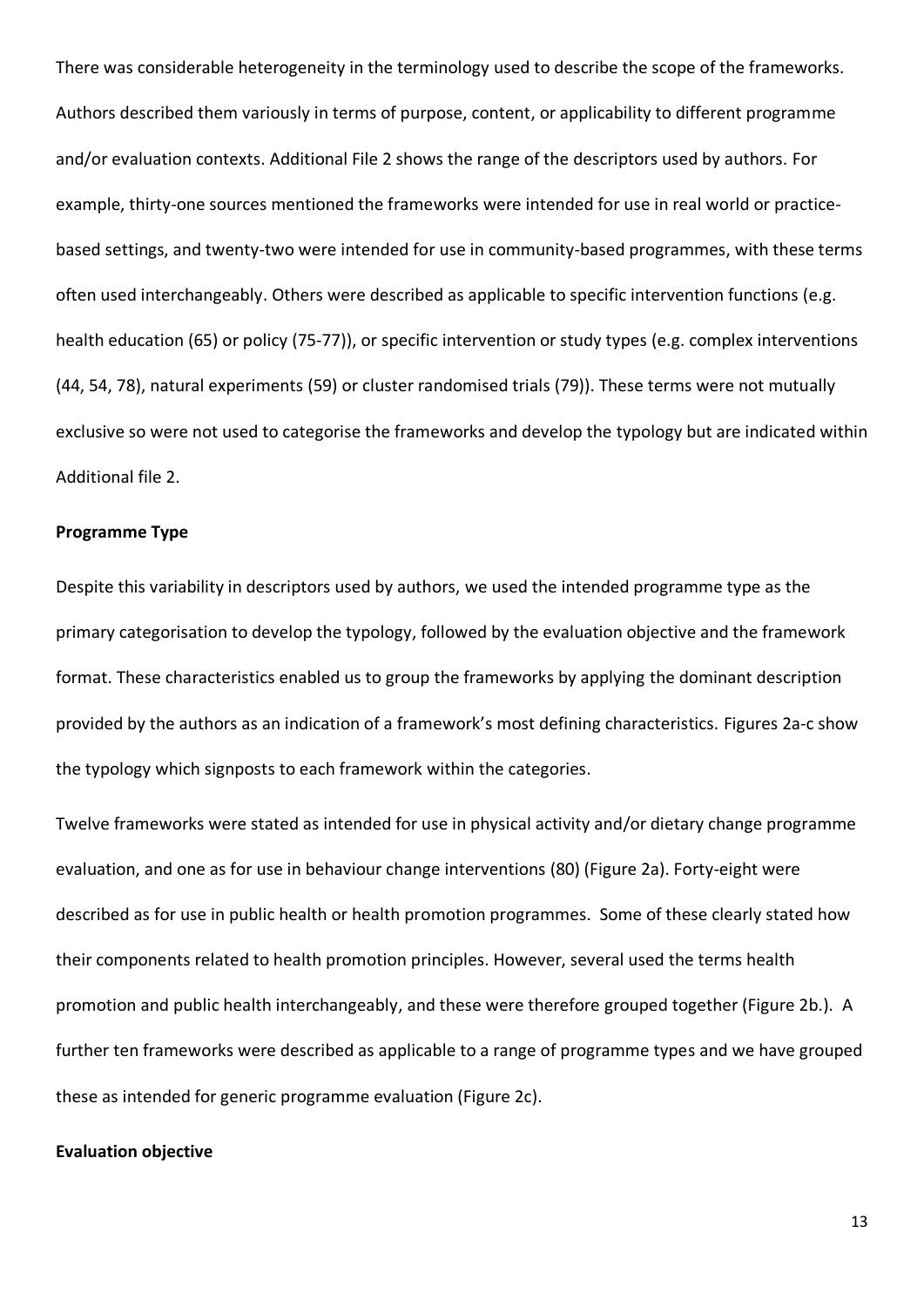There was considerable heterogeneity in the terminology used to describe the scope of the frameworks. Authors described them variously in terms of purpose, content, or applicability to different programme and/or evaluation contexts. Additional File 2 shows the range of the descriptors used by authors. For example, thirty-one sources mentioned the frameworks were intended for use in real world or practice-based settings, and twenty-two were intended for use in community-based programmes, with these terms often used interchangeably. Others were described as applicable to specific intervention functions (e.g. health education (65) or policy (75-77)), or specific intervention or study types (e.g. complex interventions (44, 54, 78), natural experiments (59) or cluster randomised trials (79)). These terms were not mutually exclusive so were not used to categorise the frameworks and develop the typology but are indicated within Additional file 2.

**Programme Type**

Despite this variability in descriptors used by authors, we used the intended programme type as the primary categorisation to develop the typology, followed by the evaluation objective and the framework format. These characteristics enabled us to group the frameworks by applying the dominant description provided by the authors as an indication of a framework's most defining characteristics. Figures 2a-c show the typology which signposts to each framework within the categories.

Twelve frameworks were stated as intended for use in physical activity and/or dietary change programme evaluation, and one as for use in behaviour change interventions (80) (Figure 2a). Forty-eight were described as for use in public health or health promotion programmes. Some of these clearly stated how their components related to health promotion principles. However, several used the terms health promotion and public health interchangeably, and these were therefore grouped together (Figure 2b.). A further ten frameworks were described as applicable to a range of programme types and we have grouped these as intended for generic programme evaluation (Figure 2c).

**Evaluation objective**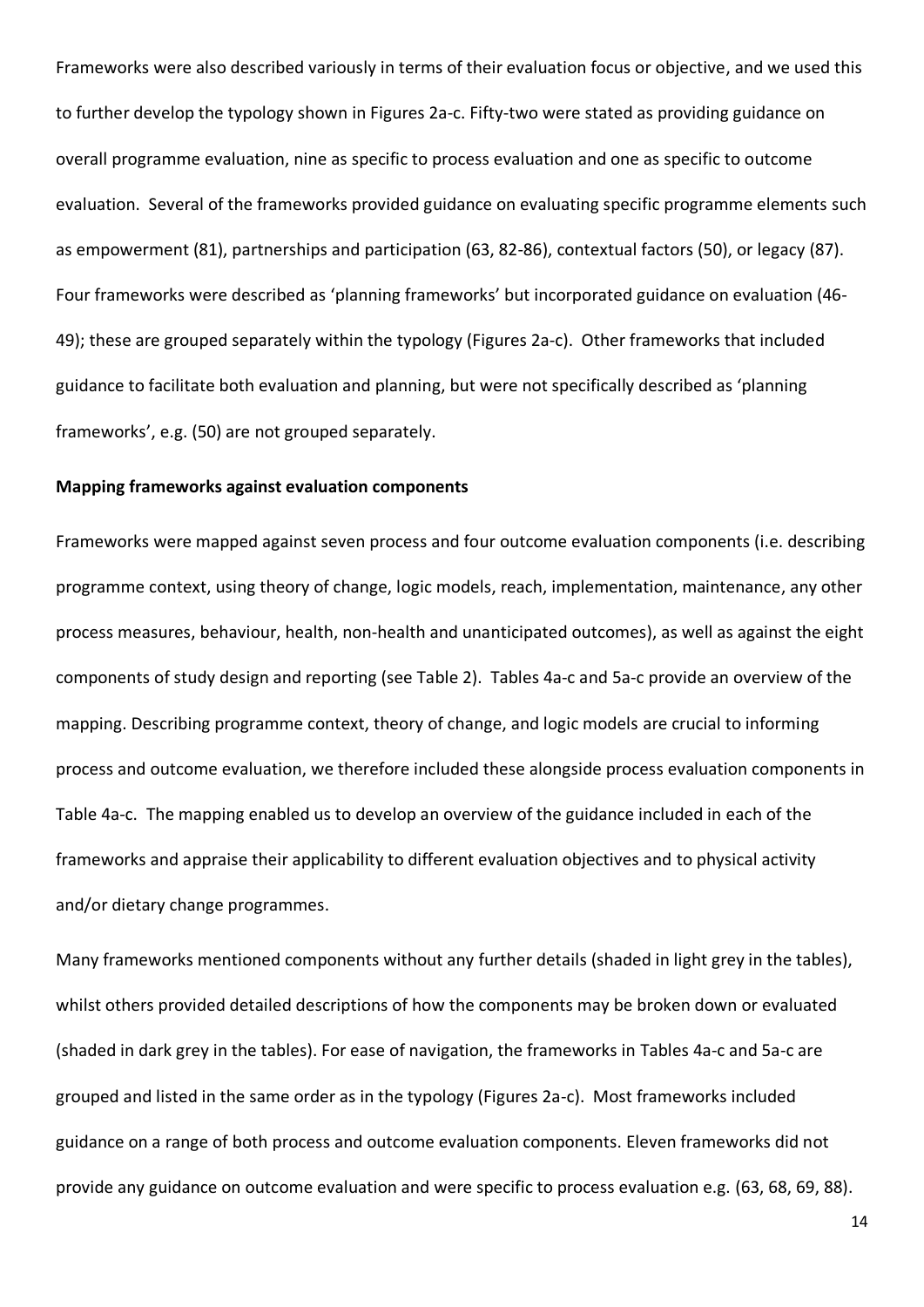Frameworks were also described variously in terms of their evaluation focus or objective, and we used this to further develop the typology shown in Figures 2a-c. Fifty-two were stated as providing guidance on overall programme evaluation, nine as specific to process evaluation and one as specific to outcome evaluation. Several of the frameworks provided guidance on evaluating specific programme elements such as empowerment (81), partnerships and participation (63, 82-86), contextual factors (50), or legacy (87). Four frameworks were described as 'planning frameworks' but incorporated guidance on evaluation (46-49); these are grouped separately within the typology (Figures 2a-c). Other frameworks that included guidance to facilitate both evaluation and planning, but were not specifically described as 'planning frameworks', e.g. (50) are not grouped separately.

**Mapping frameworks against evaluation components**

Frameworks were mapped against seven process and four outcome evaluation components (i.e. describing programme context, using theory of change, logic models, reach, implementation, maintenance, any other process measures, behaviour, health, non-health and unanticipated outcomes), as well as against the eight components of study design and reporting (see Table 2). Tables 4a-c and 5a-c provide an overview of the mapping. Describing programme context, theory of change, and logic models are crucial to informing process and outcome evaluation, we therefore included these alongside process evaluation components in Table 4a-c. The mapping enabled us to develop an overview of the guidance included in each of the frameworks and appraise their applicability to different evaluation objectives and to physical activity and/or dietary change programmes.

Many frameworks mentioned components without any further details (shaded in light grey in the tables), whilst others provided detailed descriptions of how the components may be broken down or evaluated (shaded in dark grey in the tables). For ease of navigation, the frameworks in Tables 4a-c and 5a-c are grouped and listed in the same order as in the typology (Figures 2a-c). Most frameworks included guidance on a range of both process and outcome evaluation components. Eleven frameworks did not provide any guidance on outcome evaluation and were specific to process evaluation e.g. (63, 68, 69, 88).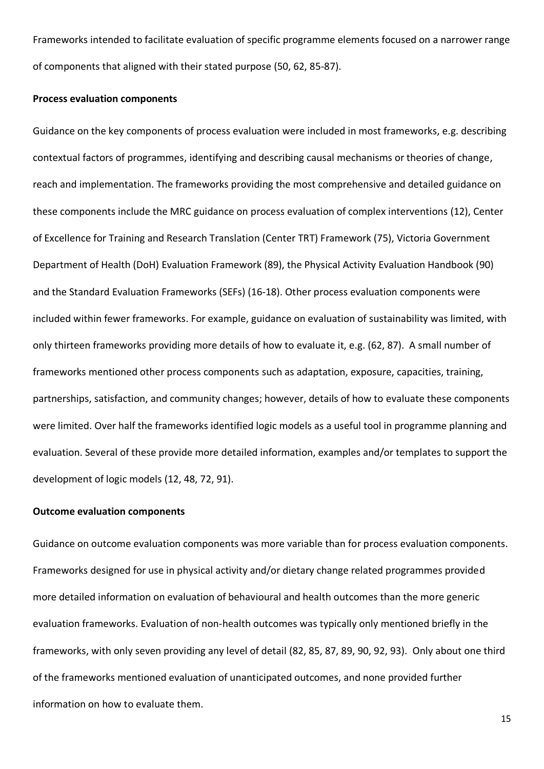Frameworks intended to facilitate evaluation of specific programme elements focused on a narrower range of components that aligned with their stated purpose (50, 62, 85-87).

**Process evaluation components**

Guidance on the key components of process evaluation were included in most frameworks, e.g. describing contextual factors of programmes, identifying and describing causal mechanisms or theories of change, reach and implementation. The frameworks providing the most comprehensive and detailed guidance on these components include the MRC guidance on process evaluation of complex interventions (12), Center of Excellence for Training and Research Translation (Center TRT) Framework (75), Victoria Government Department of Health (DoH) Evaluation Framework (89), the Physical Activity Evaluation Handbook (90) and the Standard Evaluation Frameworks (SEFs) (16-18). Other process evaluation components were included within fewer frameworks. For example, guidance on evaluation of sustainability was limited, with only thirteen frameworks providing more details of how to evaluate it, e.g. (62, 87). A small number of frameworks mentioned other process components such as adaptation, exposure, capacities, training, partnerships, satisfaction, and community changes; however, details of how to evaluate these components were limited. Over half the frameworks identified logic models as a useful tool in programme planning and evaluation. Several of these provide more detailed information, examples and/or templates to support the development of logic models (12, 48, 72, 91).

**Outcome evaluation components**

Guidance on outcome evaluation components was more variable than for process evaluation components. Frameworks designed for use in physical activity and/or dietary change related programmes provided more detailed information on evaluation of behavioural and health outcomes than the more generic evaluation frameworks. Evaluation of non-health outcomes was typically only mentioned briefly in the frameworks, with only seven providing any level of detail (82, 85, 87, 89, 90, 92, 93). Only about one third of the frameworks mentioned evaluation of unanticipated outcomes, and none provided further information on how to evaluate them.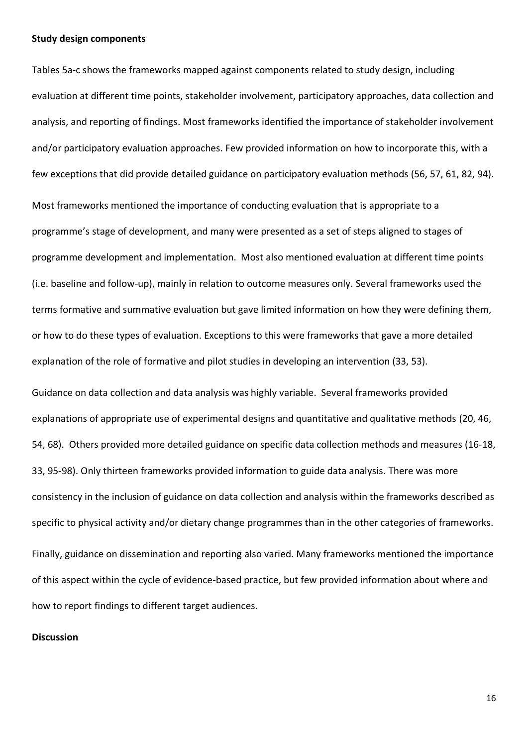**Study design components**

Tables 5a-c shows the frameworks mapped against components related to study design, including evaluation at different time points, stakeholder involvement, participatory approaches, data collection and analysis, and reporting of findings. Most frameworks identified the importance of stakeholder involvement and/or participatory evaluation approaches. Few provided information on how to incorporate this, with a few exceptions that did provide detailed guidance on participatory evaluation methods (56, 57, 61, 82, 94).

Most frameworks mentioned the importance of conducting evaluation that is appropriate to a programme's stage of development, and many were presented as a set of steps aligned to stages of programme development and implementation. Most also mentioned evaluation at different time points (i.e. baseline and follow-up), mainly in relation to outcome measures only. Several frameworks used the terms formative and summative evaluation but gave limited information on how they were defining them, or how to do these types of evaluation. Exceptions to this were frameworks that gave a more detailed explanation of the role of formative and pilot studies in developing an intervention (33, 53).

Guidance on data collection and data analysis was highly variable. Several frameworks provided explanations of appropriate use of experimental designs and quantitative and qualitative methods (20, 46, 54, 68). Others provided more detailed guidance on specific data collection methods and measures (16-18, 33, 95-98). Only thirteen frameworks provided information to guide data analysis. There was more consistency in the inclusion of guidance on data collection and analysis within the frameworks described as specific to physical activity and/or dietary change programmes than in the other categories of frameworks.

Finally, guidance on dissemination and reporting also varied. Many frameworks mentioned the importance of this aspect within the cycle of evidence-based practice, but few provided information about where and how to report findings to different target audiences.

**Discussion**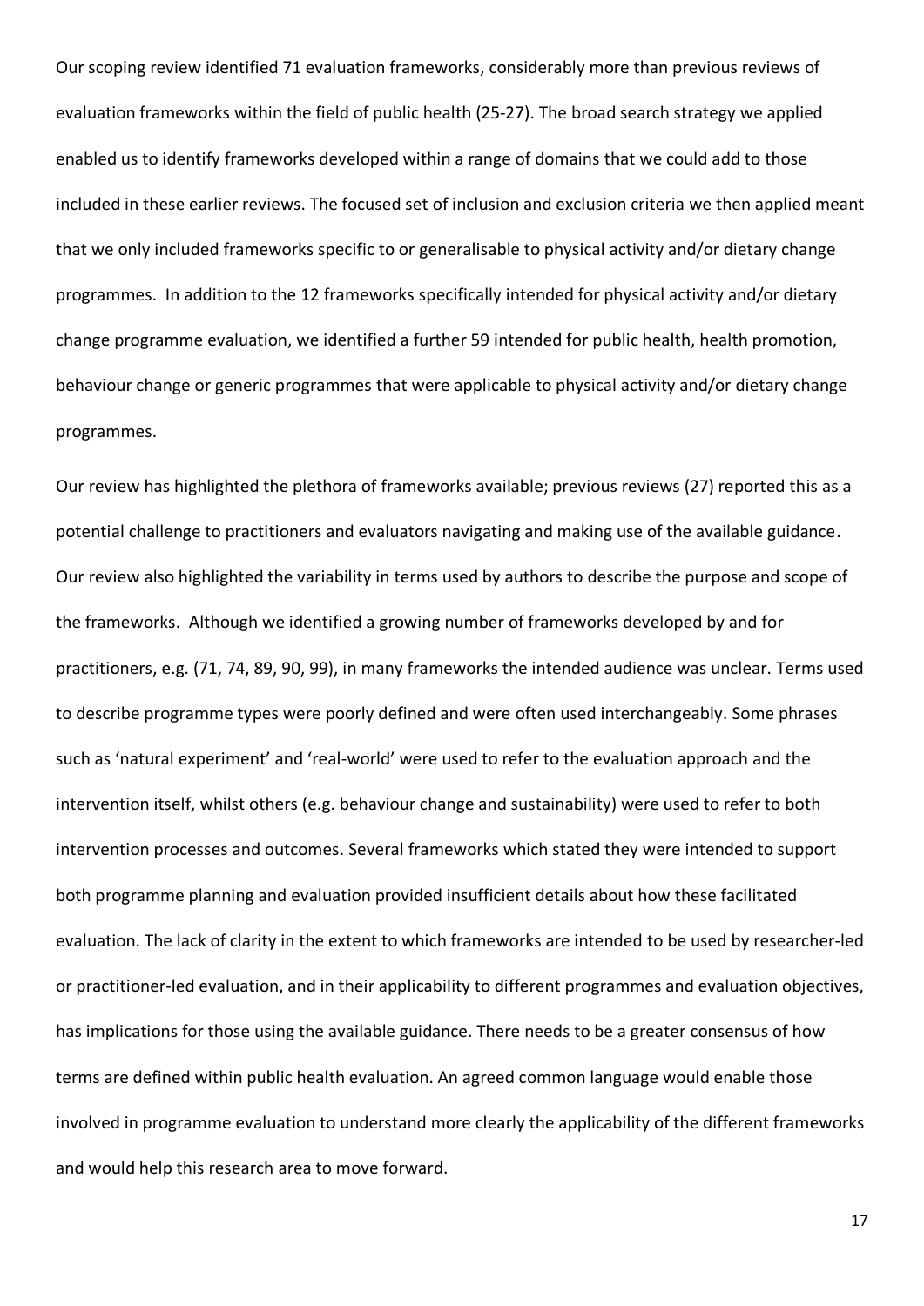Our scoping review identified 71 evaluation frameworks, considerably more than previous reviews of evaluation frameworks within the field of public health (25-27). The broad search strategy we applied enabled us to identify frameworks developed within a range of domains that we could add to those included in these earlier reviews. The focused set of inclusion and exclusion criteria we then applied meant that we only included frameworks specific to or generalisable to physical activity and/or dietary change programmes. In addition to the 12 frameworks specifically intended for physical activity and/or dietary change programme evaluation, we identified a further 59 intended for public health, health promotion, behaviour change or generic programmes that were applicable to physical activity and/or dietary change programmes.

Our review has highlighted the plethora of frameworks available; previous reviews (27) reported this as a potential challenge to practitioners and evaluators navigating and making use of the available guidance. Our review also highlighted the variability in terms used by authors to describe the purpose and scope of the frameworks. Although we identified a growing number of frameworks developed by and for practitioners, e.g. (71, 74, 89, 90, 99), in many frameworks the intended audience was unclear. Terms used to describe programme types were poorly defined and were often used interchangeably. Some phrases such as 'natural experiment' and 'real-world' were used to refer to the evaluation approach and the intervention itself, whilst others (e.g. behaviour change and sustainability) were used to refer to both intervention processes and outcomes. Several frameworks which stated they were intended to support both programme planning and evaluation provided insufficient details about how these facilitated evaluation. The lack of clarity in the extent to which frameworks are intended to be used by researcher-led or practitioner-led evaluation, and in their applicability to different programmes and evaluation objectives, has implications for those using the available guidance. There needs to be a greater consensus of how terms are defined within public health evaluation. An agreed common language would enable those involved in programme evaluation to understand more clearly the applicability of the different frameworks and would help this research area to move forward.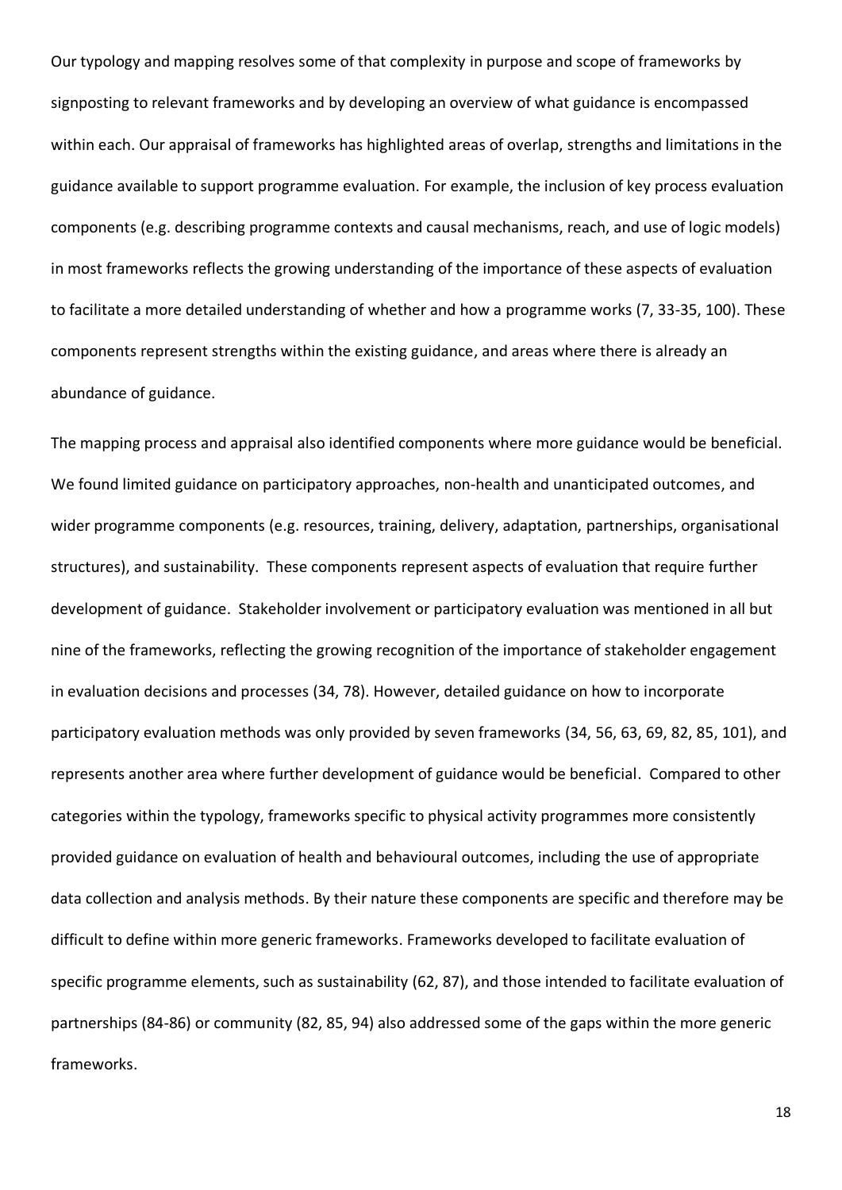Our typology and mapping resolves some of that complexity in purpose and scope of frameworks by signposting to relevant frameworks and by developing an overview of what guidance is encompassed within each. Our appraisal of frameworks has highlighted areas of overlap, strengths and limitations in the guidance available to support programme evaluation. For example, the inclusion of key process evaluation components (e.g. describing programme contexts and causal mechanisms, reach, and use of logic models) in most frameworks reflects the growing understanding of the importance of these aspects of evaluation to facilitate a more detailed understanding of whether and how a programme works (7, 33-35, 100). These components represent strengths within the existing guidance, and areas where there is already an abundance of guidance.

The mapping process and appraisal also identified components where more guidance would be beneficial. We found limited guidance on participatory approaches, non-health and unanticipated outcomes, and wider programme components (e.g. resources, training, delivery, adaptation, partnerships, organisational structures), and sustainability. These components represent aspects of evaluation that require further development of guidance. Stakeholder involvement or participatory evaluation was mentioned in all but nine of the frameworks, reflecting the growing recognition of the importance of stakeholder engagement in evaluation decisions and processes (34, 78). However, detailed guidance on how to incorporate participatory evaluation methods was only provided by seven frameworks (34, 56, 63, 69, 82, 85, 101), and represents another area where further development of guidance would be beneficial. Compared to other categories within the typology, frameworks specific to physical activity programmes more consistently provided guidance on evaluation of health and behavioural outcomes, including the use of appropriate data collection and analysis methods. By their nature these components are specific and therefore may be difficult to define within more generic frameworks. Frameworks developed to facilitate evaluation of specific programme elements, such as sustainability (62, 87), and those intended to facilitate evaluation of partnerships (84-86) or community (82, 85, 94) also addressed some of the gaps within the more generic frameworks.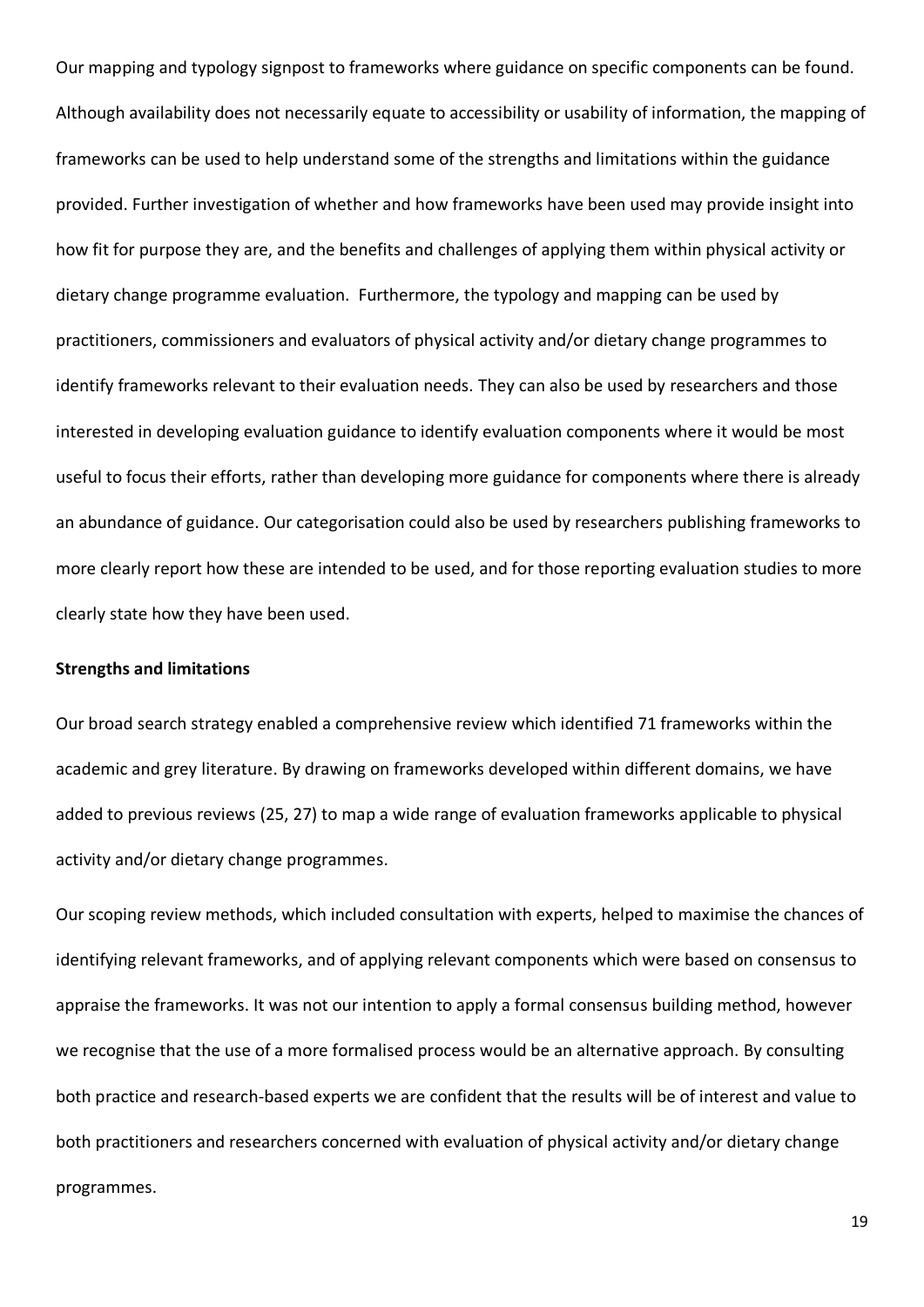Our mapping and typology signpost to frameworks where guidance on specific components can be found. Although availability does not necessarily equate to accessibility or usability of information, the mapping of frameworks can be used to help understand some of the strengths and limitations within the guidance provided. Further investigation of whether and how frameworks have been used may provide insight into how fit for purpose they are, and the benefits and challenges of applying them within physical activity or dietary change programme evaluation. Furthermore, the typology and mapping can be used by practitioners, commissioners and evaluators of physical activity and/or dietary change programmes to identify frameworks relevant to their evaluation needs. They can also be used by researchers and those interested in developing evaluation guidance to identify evaluation components where it would be most useful to focus their efforts, rather than developing more guidance for components where there is already an abundance of guidance. Our categorisation could also be used by researchers publishing frameworks to more clearly report how these are intended to be used, and for those reporting evaluation studies to more clearly state how they have been used.

**Strengths and limitations**

Our broad search strategy enabled a comprehensive review which identified 71 frameworks within the academic and grey literature. By drawing on frameworks developed within different domains, we have added to previous reviews (25, 27) to map a wide range of evaluation frameworks applicable to physical activity and/or dietary change programmes.

Our scoping review methods, which included consultation with experts, helped to maximise the chances of identifying relevant frameworks, and of applying relevant components which were based on consensus to appraise the frameworks. It was not our intention to apply a formal consensus building method, however we recognise that the use of a more formalised process would be an alternative approach. By consulting both practice and research-based experts we are confident that the results will be of interest and value to both practitioners and researchers concerned with evaluation of physical activity and/or dietary change programmes.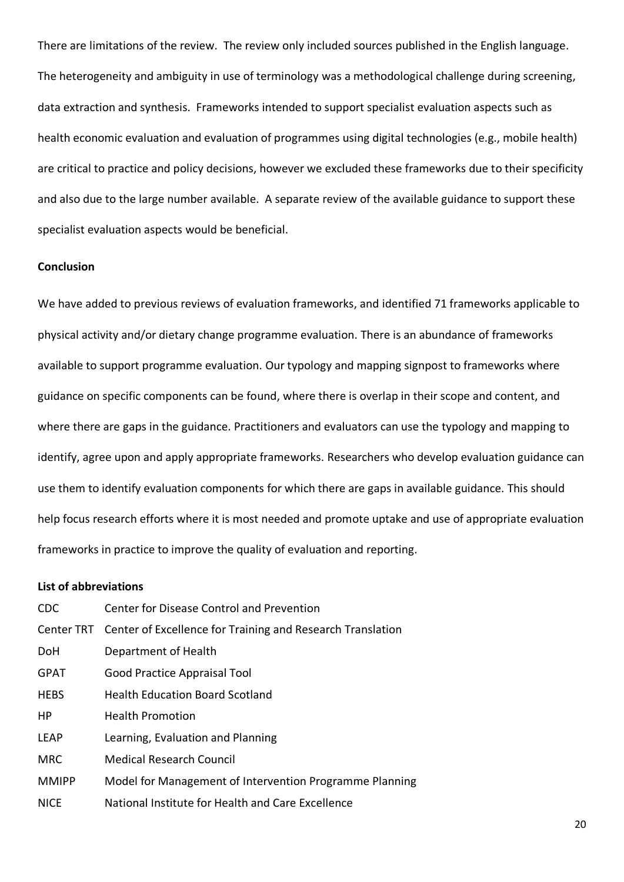There are limitations of the review. The review only included sources published in the English language. The heterogeneity and ambiguity in use of terminology was a methodological challenge during screening, data extraction and synthesis. Frameworks intended to support specialist evaluation aspects such as health economic evaluation and evaluation of programmes using digital technologies (e.g., mobile health) are critical to practice and policy decisions, however we excluded these frameworks due to their specificity and also due to the large number available. A separate review of the available guidance to support these specialist evaluation aspects would be beneficial.

**Conclusion**

We have added to previous reviews of evaluation frameworks, and identified 71 frameworks applicable to physical activity and/or dietary change programme evaluation. There is an abundance of frameworks available to support programme evaluation. Our typology and mapping signpost to frameworks where guidance on specific components can be found, where there is overlap in their scope and content, and where there are gaps in the guidance. Practitioners and evaluators can use the typology and mapping to identify, agree upon and apply appropriate frameworks. Researchers who develop evaluation guidance can use them to identify evaluation components for which there are gaps in available guidance. This should help focus research efforts where it is most needed and promote uptake and use of appropriate evaluation frameworks in practice to improve the quality of evaluation and reporting.

**List of abbreviations**

| | |
|---|---|
| CDC | Center for Disease Control and Prevention |
| Center TRT | Center of Excellence for Training and Research Translation |
| DoH | Department of Health |
| GPAT | Good Practice Appraisal Tool |
| HEBS | Health Education Board Scotland |
| HP | Health Promotion |
| LEAP | Learning, Evaluation and Planning |
| MRC | Medical Research Council |
| MMIPP | Model for Management of Intervention Programme Planning |
| NICE | National Institute for Health and Care Excellence |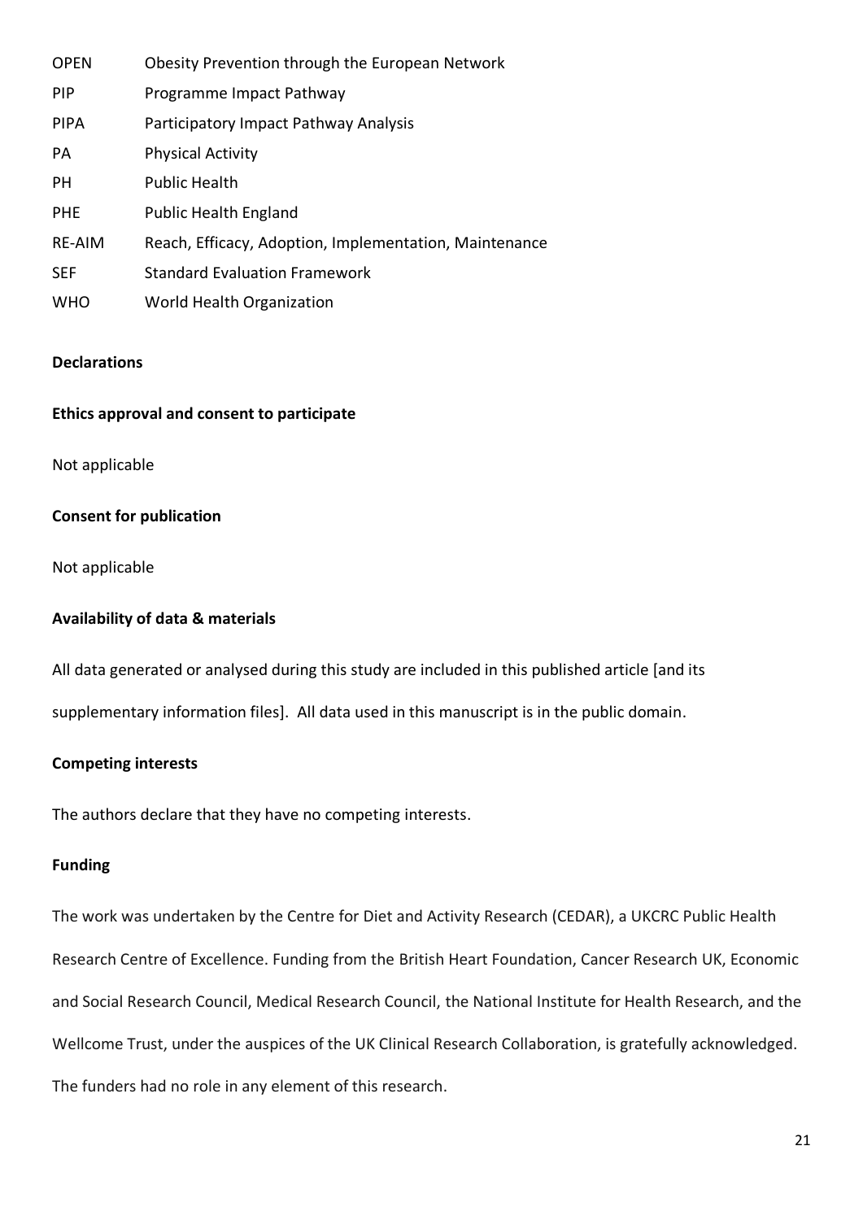| | |
|---|---|
| OPEN | Obesity Prevention through the European Network |
| PIP | Programme Impact Pathway |
| PIPA | Participatory Impact Pathway Analysis |
| PA | Physical Activity |
| PH | Public Health |
| PHE | Public Health England |
| RE-AIM | Reach, Efficacy, Adoption, Implementation, Maintenance |
| SEF | Standard Evaluation Framework |
| WHO | World Health Organization |

**Declarations**

**Ethics approval and consent to participate**

Not applicable

**Consent for publication**

Not applicable

**Availability of data & materials**

All data generated or analysed during this study are included in this published article [and its supplementary information files]. All data used in this manuscript is in the public domain.

**Competing interests**

The authors declare that they have no competing interests.

**Funding**

The work was undertaken by the Centre for Diet and Activity Research (CEDAR), a UKCRC Public Health Research Centre of Excellence. Funding from the British Heart Foundation, Cancer Research UK, Economic and Social Research Council, Medical Research Council, the National Institute for Health Research, and the Wellcome Trust, under the auspices of the UK Clinical Research Collaboration, is gratefully acknowledged. The funders had no role in any element of this research.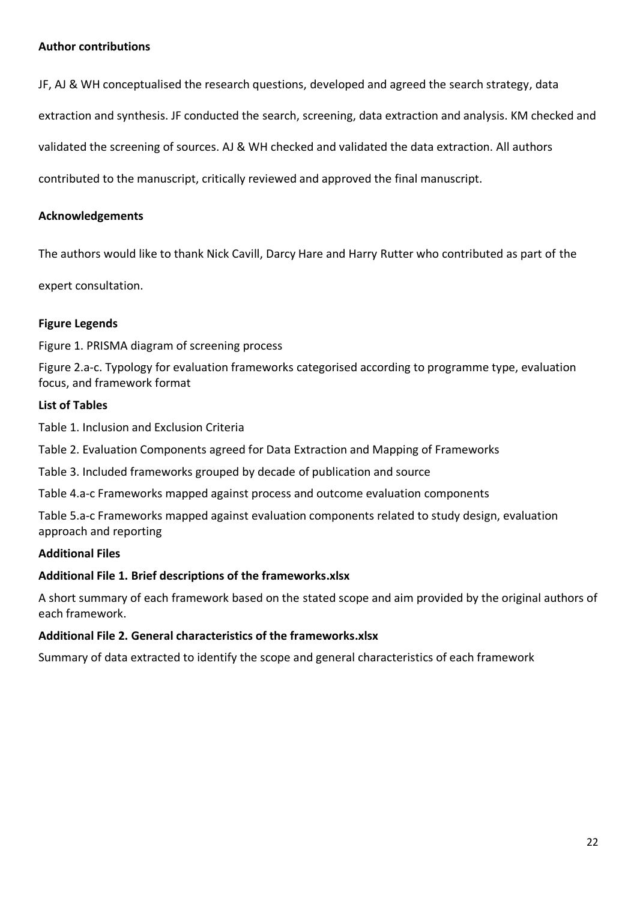**Author contributions**

JF, AJ & WH conceptualised the research questions, developed and agreed the search strategy, data extraction and synthesis. JF conducted the search, screening, data extraction and analysis. KM checked and validated the screening of sources. AJ & WH checked and validated the data extraction. All authors contributed to the manuscript, critically reviewed and approved the final manuscript.

**Acknowledgements**

The authors would like to thank Nick Cavill, Darcy Hare and Harry Rutter who contributed as part of the expert consultation.

**Figure Legends**

Figure 1. PRISMA diagram of screening process

Figure 2.a-c. Typology for evaluation frameworks categorised according to programme type, evaluation focus, and framework format

**List of Tables**

Table 1. Inclusion and Exclusion Criteria

Table 2. Evaluation Components agreed for Data Extraction and Mapping of Frameworks

Table 3. Included frameworks grouped by decade of publication and source

Table 4.a-c Frameworks mapped against process and outcome evaluation components

Table 5.a-c Frameworks mapped against evaluation components related to study design, evaluation approach and reporting

**Additional Files**

**Additional File 1. Brief descriptions of the frameworks.xlsx**

A short summary of each framework based on the stated scope and aim provided by the original authors of each framework.

**Additional File 2. General characteristics of the frameworks.xlsx**

Summary of data extracted to identify the scope and general characteristics of each framework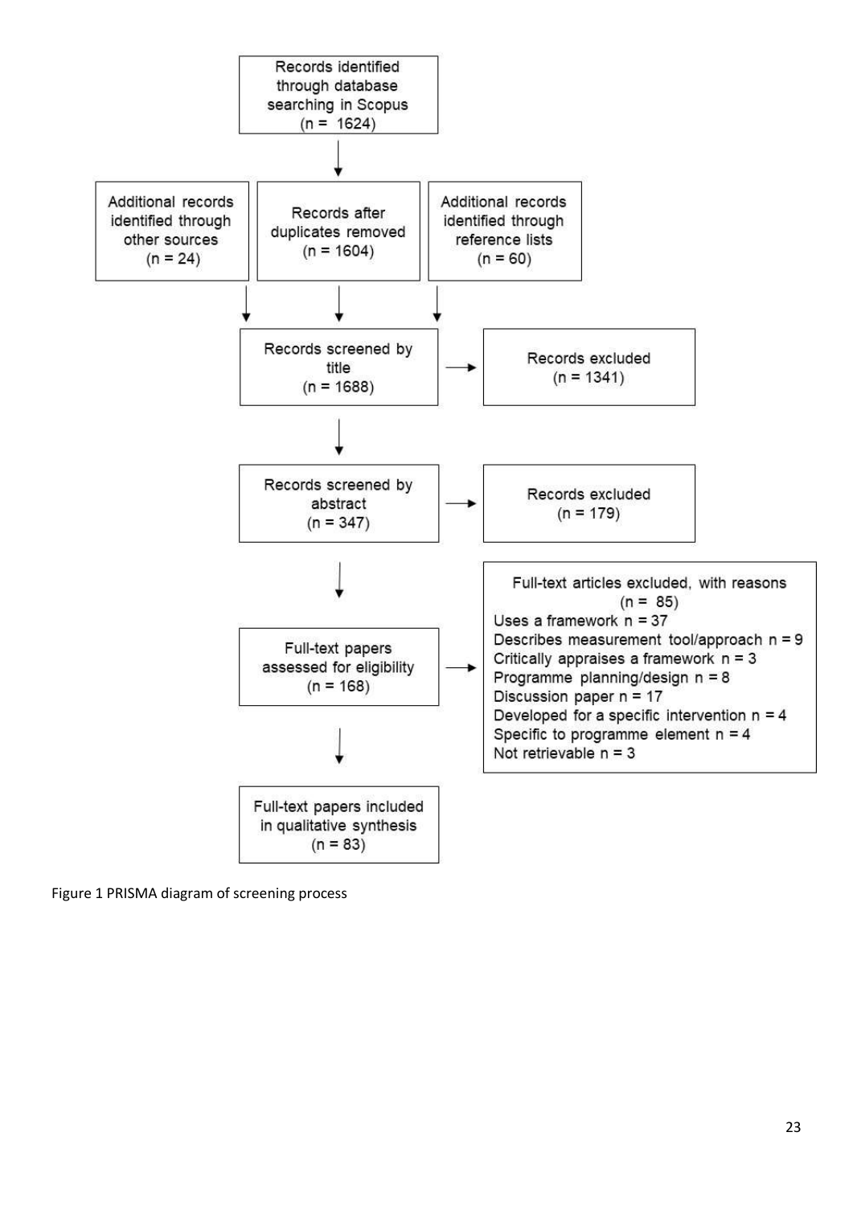Records identified through database searching in Scopus (n = 1624)

Additional records identified through other sources (n = 24)

Records after duplicates removed (n = 1604)

Additional records identified through reference lists (n = 60)

Records screened by title (n = 1688)

Records excluded (n = 1341)

Records screened by abstract (n = 347)

Records excluded (n = 179)

Full-text papers assessed for eligibility (n = 168)

Full-text articles excluded, with reasons (n = 85)
Uses a framework n = 37
Describes measurement tool/approach n = 9
Critically appraises a framework n = 3
Programme planning/design n = 8
Discussion paper n = 17
Developed for a specific intervention n = 4
Specific to programme element n = 4
Not retrievable n = 3

Full-text papers included in qualitative synthesis (n = 83)

Figure 1 PRISMA diagram of screening process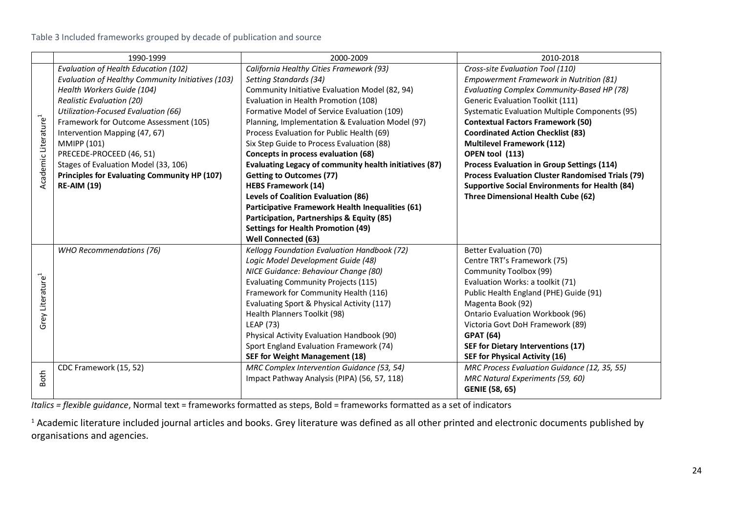Table 3 Included frameworks grouped by decade of publication and source

| | 1990-1999 | 2000-2009 | 2010-2018 |
|---|---|---|---|
| Academic Literature[1] | *Evaluation of Health Education (102)*<br>*Evaluation of Healthy Community Initiatives (103)*<br>*Health Workers Guide (104)*<br>*Realistic Evaluation (20)*<br>*Utilization-Focused Evaluation (66)*<br>Framework for Outcome Assessment (105)<br>Intervention Mapping (47, 67)<br>MMIPP (101)<br>PRECEDE-PROCEED (46, 51)<br>Stages of Evaluation Model (33, 106)<br>**Principles for Evaluating Community HP (107)**<br>**RE-AIM (19)** | *California Healthy Cities Framework (93)*<br>*Setting Standards (34)*<br>Community Initiative Evaluation Model (82, 94)<br>Evaluation in Health Promotion (108)<br>Formative Model of Service Evaluation (109)<br>Planning, Implementation & Evaluation Model (97)<br>Process Evaluation for Public Health (69)<br>Six Step Guide to Process Evaluation (88)<br>**Concepts in process evaluation (68)**<br>**Evaluating Legacy of community health initiatives (87)**<br>**Getting to Outcomes (77)**<br>**HEBS Framework (14)**<br>**Levels of Coalition Evaluation (86)**<br>**Participative Framework Health Inequalities (61)**<br>**Participation, Partnerships & Equity (85)**<br>**Settings for Health Promotion (49)**<br>**Well Connected (63)** | *Cross-site Evaluation Tool (110)*<br>*Empowerment Framework in Nutrition (81)*<br>*Evaluating Complex Community-Based HP (78)*<br>Generic Evaluation Toolkit (111)<br>Systematic Evaluation Multiple Components (95)<br>**Contextual Factors Framework (50)**<br>**Coordinated Action Checklist (83)**<br>**Multilevel Framework (112)**<br>**OPEN tool (113)**<br>**Process Evaluation in Group Settings (114)**<br>**Process Evaluation Cluster Randomised Trials (79)**<br>**Supportive Social Environments for Health (84)**<br>**Three Dimensional Health Cube (62)** |
| Grey Literature[1] | *WHO Recommendations (76)* | *Kellogg Foundation Evaluation Handbook (72)*<br>*Logic Model Development Guide (48)*<br>*NICE Guidance: Behaviour Change (80)*<br>Evaluating Community Projects (115)<br>Framework for Community Health (116)<br>Evaluating Sport & Physical Activity (117)<br>Health Planners Toolkit (98)<br>LEAP (73)<br>Physical Activity Evaluation Handbook (90)<br>Sport England Evaluation Framework (74)<br>**SEF for Weight Management (18)** | Better Evaluation (70)<br>Centre TRT's Framework (75)<br>Community Toolbox (99)<br>Evaluation Works: a toolkit (71)<br>Public Health England (PHE) Guide (91)<br>Magenta Book (92)<br>Ontario Evaluation Workbook (96)<br>Victoria Govt DoH Framework (89)<br>**GPAT (64)**<br>**SEF for Dietary Interventions (17)**<br>**SEF for Physical Activity (16)** |
| Both | CDC Framework (15, 52) | *MRC Complex Intervention Guidance (53, 54)*<br>Impact Pathway Analysis (PIPA) (56, 57, 118) | *MRC Process Evaluation Guidance (12, 35, 55)*<br>*MRC Natural Experiments (59, 60)*<br>**GENIE (58, 65)** |

*Italics = flexible guidance*, Normal text = frameworks formatted as steps, **Bold = frameworks formatted as a set of indicators**

[1] Academic literature included journal articles and books. Grey literature was defined as all other printed and electronic documents published by organisations and agencies.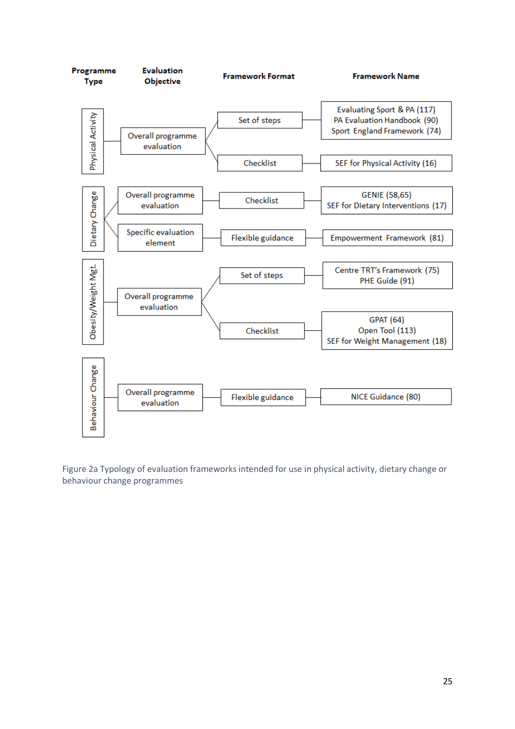| Programme Type | Evaluation Objective | Framework Format | Framework Name |
|---|---|---|---|
| Physical Activity | Overall programme evaluation | Set of steps | Evaluating Sport & PA (117)<br>PA Evaluation Handbook (90)<br>Sport England Framework (74) |
| | | Checklist | SEF for Physical Activity (16) |
| Dietary Change | Overall programme evaluation | Checklist | GENIE (58,65)<br>SEF for Dietary Interventions (17) |
| | Specific evaluation element | Flexible guidance | Empowerment Framework (81) |
| Obesity/Weight Mgt. | Overall programme evaluation | Set of steps | Centre TRT's Framework (75)<br>PHE Guide (91) |
| | | Checklist | GPAT (64)<br>Open Tool (113)<br>SEF for Weight Management (18) |
| Behaviour Change | Overall programme evaluation | Flexible guidance | NICE Guidance (80) |

Figure 2a Typology of evaluation frameworks intended for use in physical activity, dietary change or behaviour change programmes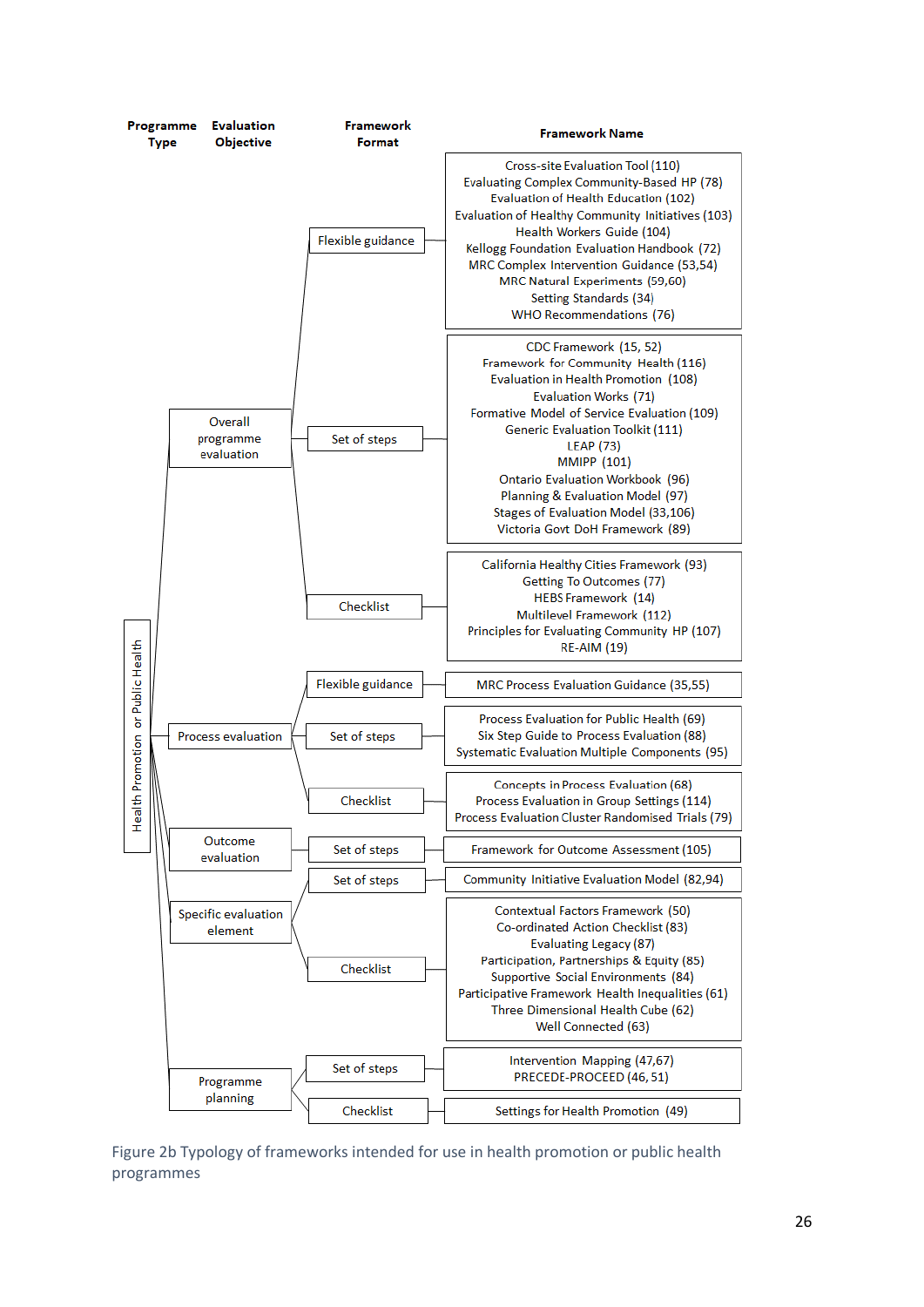| Programme Type | Evaluation Objective | Framework Format | Framework Name |
|---|---|---|---|
| Health Promotion or Public Health | Overall programme evaluation | Flexible guidance | Cross-site Evaluation Tool (110)<br>Evaluating Complex Community-Based HP (78)<br>Evaluation of Health Education (102)<br>Evaluation of Healthy Community Initiatives (103)<br>Health Workers Guide (104)<br>Kellogg Foundation Evaluation Handbook (72)<br>MRC Complex Intervention Guidance (53,54)<br>MRC Natural Experiments (59,60)<br>Setting Standards (34)<br>WHO Recommendations (76) |
| | | Set of steps | CDC Framework (15, 52)<br>Framework for Community Health (116)<br>Evaluation in Health Promotion (108)<br>Evaluation Works (71)<br>Formative Model of Service Evaluation (109)<br>Generic Evaluation Toolkit (111)<br>LEAP (73)<br>MMIPP (101)<br>Ontario Evaluation Workbook (96)<br>Planning & Evaluation Model (97)<br>Stages of Evaluation Model (33,106)<br>Victoria Govt DoH Framework (89) |
| | | Checklist | California Healthy Cities Framework (93)<br>Getting To Outcomes (77)<br>HEBS Framework (14)<br>Multilevel Framework (112)<br>Principles for Evaluating Community HP (107)<br>RE-AIM (19) |
| | Process evaluation | Flexible guidance | MRC Process Evaluation Guidance (35,55) |
| | | Set of steps | Process Evaluation for Public Health (69)<br>Six Step Guide to Process Evaluation (88)<br>Systematic Evaluation Multiple Components (95) |
| | | Checklist | Concepts in Process Evaluation (68)<br>Process Evaluation in Group Settings (114)<br>Process Evaluation Cluster Randomised Trials (79) |
| | Outcome evaluation | Set of steps | Framework for Outcome Assessment (105) |
| | Specific evaluation element | Set of steps | Community Initiative Evaluation Model (82,94) |
| | | Checklist | Contextual Factors Framework (50)<br>Co-ordinated Action Checklist (83)<br>Evaluating Legacy (87)<br>Participation, Partnerships & Equity (85)<br>Supportive Social Environments (84)<br>Participative Framework Health Inequalities (61)<br>Three Dimensional Health Cube (62)<br>Well Connected (63) |
| | Programme planning | Set of steps | Intervention Mapping (47,67)<br>PRECEDE-PROCEED (46, 51) |
| | | Checklist | Settings for Health Promotion (49) |

Figure 2b Typology of frameworks intended for use in health promotion or public health programmes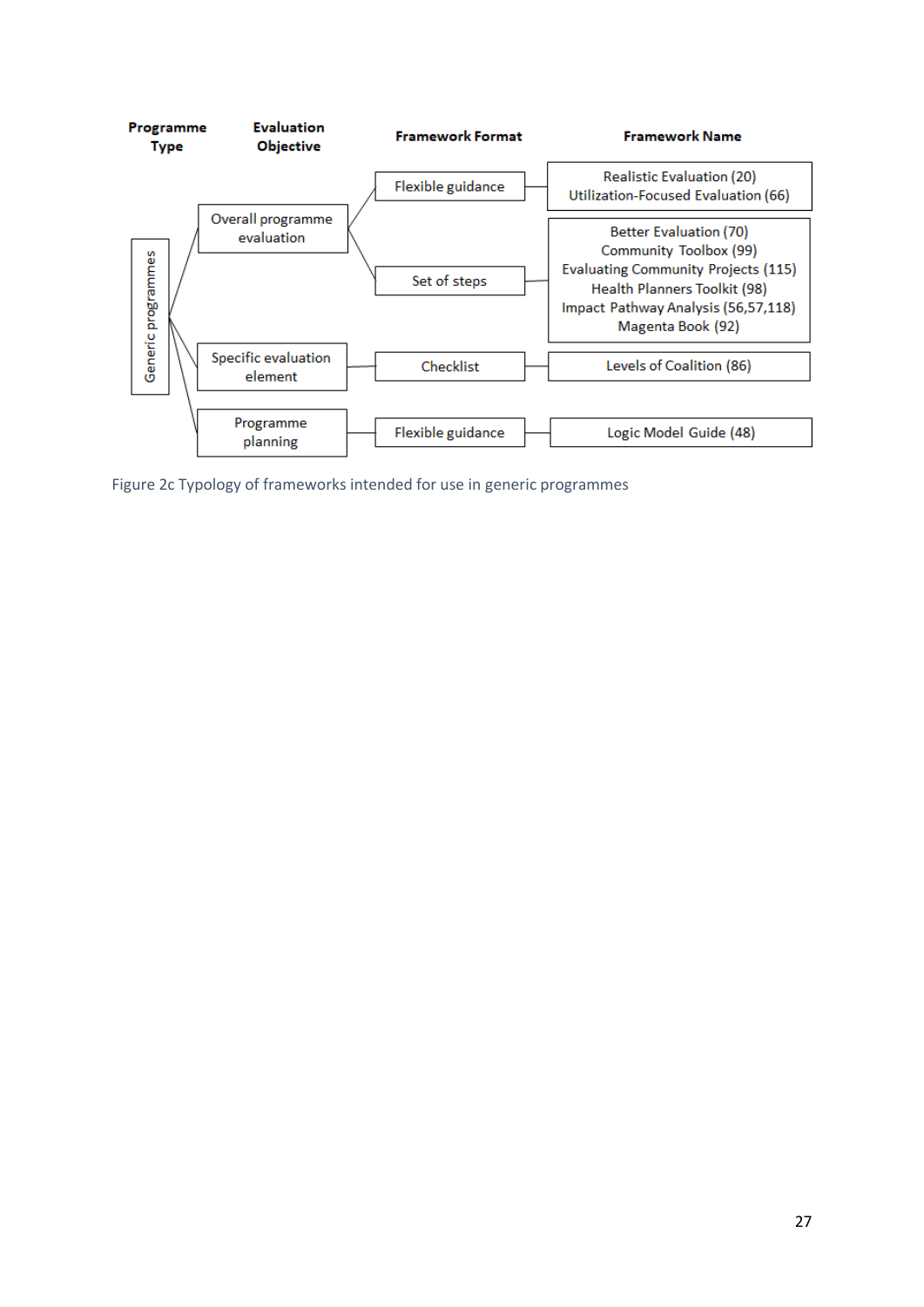| Programme Type | Evaluation Objective | Framework Format | Framework Name |
|---|---|---|---|
| Generic programmes | Overall programme evaluation | Flexible guidance | Realistic Evaluation (20)<br>Utilization-Focused Evaluation (66) |
| | | Set of steps | Better Evaluation (70)<br>Community Toolbox (99)<br>Evaluating Community Projects (115)<br>Health Planners Toolkit (98)<br>Impact Pathway Analysis (56,57,118)<br>Magenta Book (92) |
| | Specific evaluation element | Checklist | Levels of Coalition (86) |
| | Programme planning | Flexible guidance | Logic Model Guide (48) |

Figure 2c Typology of frameworks intended for use in generic programmes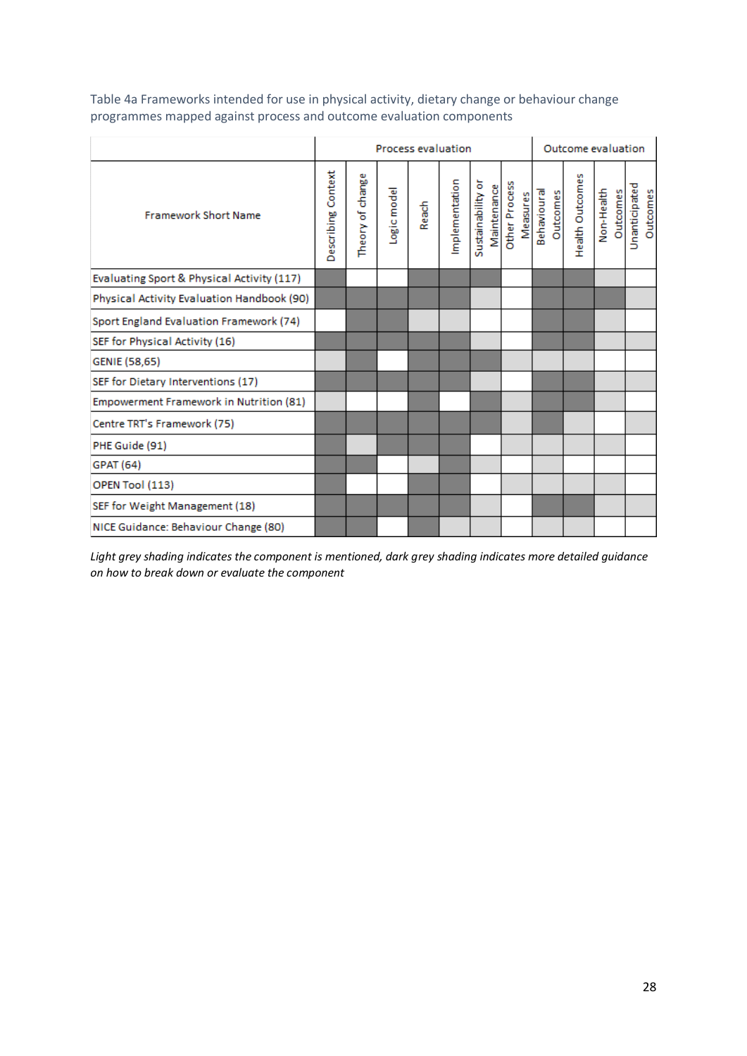Table 4a Frameworks intended for use in physical activity, dietary change or behaviour change programmes mapped against process and outcome evaluation components

| | Process evaluation | | | | | | | Outcome evaluation | | | |
|---|---|---|---|---|---|---|---|---|---|---|---|
| Framework Short Name | Describing Context | Theory of change | Logic model | Reach | Implementation | Sustainability or Maintenance | Other Process Measures | Behavioural Outcomes | Health Outcomes | Non-Health Outcomes | Unanticipated Outcomes |
| Evaluating Sport & Physical Activity (117) | Dark grey | | | Dark grey | Dark grey | Dark grey | | Dark grey | Dark grey | Light grey | |
| Physical Activity Evaluation Handbook (90) | Dark grey | Dark grey | Dark grey | Dark grey | Dark grey | Light grey | | Dark grey | Dark grey | Dark grey | Light grey |
| Sport England Evaluation Framework (74) | | Dark grey | Dark grey | Light grey | Light grey | | | Dark grey | Dark grey | Light grey | |
| SEF for Physical Activity (16) | Dark grey | Dark grey | Dark grey | Dark grey | Dark grey | Light grey | | Dark grey | Dark grey | Light grey | Light grey |
| GENIE (58,65) | Light grey | Dark grey | | Dark grey | Dark grey | Dark grey | Light grey | Light grey | Light grey | | |
| SEF for Dietary Interventions (17) | Dark grey | Dark grey | Dark grey | Dark grey | Dark grey | Light grey | | Dark grey | Dark grey | Light grey | Light grey |
| Empowerment Framework in Nutrition (81) | Light grey | | | Dark grey | | Dark grey | Light grey | Dark grey | Dark grey | Light grey | |
| Centre TRT's Framework (75) | Dark grey | Dark grey | Dark grey | Dark grey | Dark grey | Dark grey | Light grey | Dark grey | Light grey | | Light grey |
| PHE Guide (91) | Dark grey | Light grey | Dark grey | Dark grey | Dark grey | | Light grey | Light grey | Light grey | Light grey | |
| GPAT (64) | Dark grey | Dark grey | | Light grey | Dark grey | Light grey | | Light grey | | | |
| OPEN Tool (113) | Dark grey | | | Dark grey | Dark grey | | Light grey | Light grey | Light grey | Light grey | |
| SEF for Weight Management (18) | Dark grey | Dark grey | Dark grey | Dark grey | Dark grey | Light grey | | Dark grey | Dark grey | Light grey | Light grey |
| NICE Guidance: Behaviour Change (80) | Dark grey | Dark grey | | Dark grey | Light grey | Light grey | | Light grey | Light grey | | |

*Light grey shading indicates the component is mentioned, dark grey shading indicates more detailed guidance on how to break down or evaluate the component*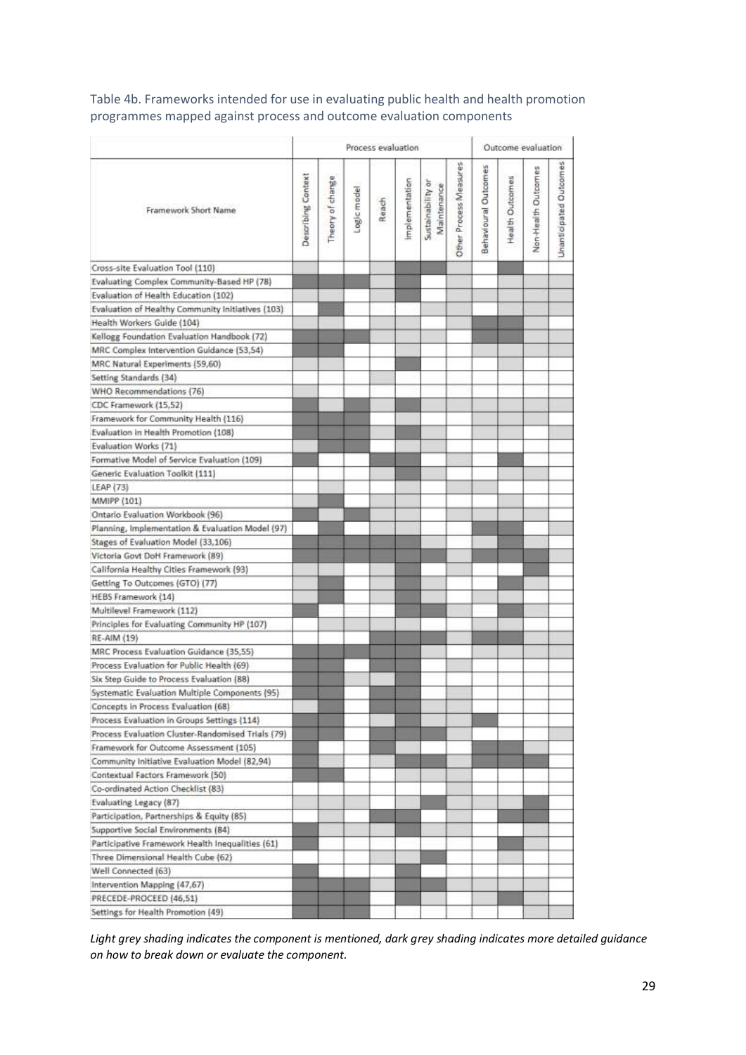Table 4b. Frameworks intended for use in evaluating public health and health promotion programmes mapped against process and outcome evaluation components

| Framework Short Name | Process evaluation | | | | | | | Outcome evaluation | | | |
|---|---|---|---|---|---|---|---|---|---|---|---|
| | Describing Context | Theory of change | Logic model | Reach | Implementation | Sustainability or Maintenance | Other Process Measures | Behavioural Outcomes | Health Outcomes | Non-Health Outcomes | Unanticipated Outcomes |
| Cross-site Evaluation Tool (110) | ○ | | | ○ | ● | ● | ● | | ● | ○ | |
| Evaluating Complex Community-Based HP (78) | ● | ● | ● | ○ | ● | | ○ | ○ | ○ | ○ | ○ |
| Evaluation of Health Education (102) | ○ | ○ | | ○ | ● | | ○ | | ○ | ○ | ○ |
| Evaluation of Healthy Community Initiatives (103) | | ● | | ○ | | ○ | ○ | | ○ | ○ | ○ |
| Health Workers Guide (104) | ○ | ○ | | ○ | ○ | | ○ | ● | ● | ○ | |
| Kellogg Foundation Evaluation Handbook (72) | ● | ● | ● | ○ | ○ | ○ | | ○ | ● | ○ | ○ |
| MRC Complex Intervention Guidance (53,54) | ● | ● | | | ○ | | ○ | ○ | ○ | ○ | ○ |
| MRC Natural Experiments (59,60) | ○ | ○ | | | ● | | | | ○ | | |
| Setting Standards (34) | | | | ○ | | | | | | | |
| WHO Recommendations (76) | ○ | | | | | | | | | | |
| CDC Framework (15,52) | ● | ○ | ● | | ● | | ○ | ○ | ○ | ○ | ○ |
| Framework for Community Health (116) | ● | ● | ● | ○ | ○ | ○ | | ○ | ○ | ○ | |
| Evaluation in Health Promotion (108) | ● | ● | ● | ○ | ● | ○ | | ○ | ○ | ○ | ○ |
| Evaluation Works (71) | | ● | ● | | ○ | | | ○ | ○ | | |
| Formative Model of Service Evaluation (109) | ● | | | ● | ● | ○ | ○ | | ● | | |
| Generic Evaluation Toolkit (111) | | | | ○ | ● | | | | ○ | | |
| LEAP (73) | | ○ | | | ○ | | ○ | ○ | | ○ | |
| MMIPP (101) | ○ | ● | | ○ | ○ | | | | ○ | | |
| Ontario Evaluation Workbook (96) | ○ | ● | ○ | ○ | ○ | ○ | ○ | ○ | ○ | ○ | |
| Planning, Implementation & Evaluation Model (97) | | ● | | ○ | ○ | | | ● | ● | | ○ |
| Stages of Evaluation Model (33,106) | ● | ● | ● | ● | ● | ○ | | ● | ● | ○ | |
| Victoria Govt DoH Framework (89) | ● | ● | ● | ● | ● | ● | ○ | ● | ● | ● | ○ |
| California Healthy Cities Framework (93) | ● | ○ | | ○ | ● | ○ | | ○ | ○ | ● | ○ |
| Getting To Outcomes (GTO) (77) | ○ | ● | | ○ | ● | ○ | | ○ | ● | ○ | |
| HEBS Framework (14) | ○ | ● | | ○ | ● | | | ○ | ○ | ○ | |
| Multilevel Framework (112) | ● | | | ○ | ● | ○ | ○ | ○ | ● | ○ | |
| Principles for Evaluating Community HP (107) | | ○ | ○ | ○ | ○ | ○ | | ○ | ○ | ○ | |
| RE-AIM (19) | | | | ● | ● | ● | ○ | ● | ● | ○ | ○ |
| MRC Process Evaluation Guidance (35,55) | ● | ● | ● | ● | ● | ○ | | ○ | ○ | ○ | ○ |
| Process Evaluation for Public Health (69) | ● | ● | | ● | ● | | ○ | | | | |
| Six Step Guide to Process Evaluation (88) | ● | ● | ○ | ○ | ● | | | | | | |
| Systematic Evaluation Multiple Components (95) | ● | ● | | ● | ● | | ○ | | | | |
| Concepts in Process Evaluation (68) | ○ | ● | | ● | ● | ○ | ○ | | | | |
| Process Evaluation in Groups Settings (114) | ● | ● | | ○ | ● | | ○ | ● | | | |
| Process Evaluation Cluster-Randomised Trials (79) | ● | ● | | ● | ● | ● | ○ | | | | ○ |
| Framework for Outcome Assessment (105) | ● | | | ● | ○ | ● | | ● | ● | ○ | |
| Community Initiative Evaluation Model (82,94) | ● | ○ | | ○ | ● | ● | ○ | ● | ● | ● | |
| Contextual Factors Framework (50) | ● | ● | | | ○ | ○ | ○ | | | | |
| Co-ordinated Action Checklist (83) | | | | | ○ | | ○ | | | | |
| Evaluating Legacy (87) | ○ | ○ | | | ○ | ● | ○ | ○ | ○ | ● | |
| Participation, Partnerships & Equity (85) | | ○ | | ● | ● | | ○ | | ● | ● | |
| Supportive Social Environments (84) | ● | | | ○ | ● | | ○ | | ○ | ○ | |
| Participative Framework Health Inequalities (61) | ● | | | | ○ | | | | ● | ○ | |
| Three Dimensional Health Cube (62) | | | | ○ | ○ | ● | | | ○ | | |
| Well Connected (63) | ● | | | | ● | | | | ○ | | |
| Intervention Mapping (47,67) | ● | ● | ● | ○ | ● | ● | ○ | ○ | ○ | ○ | |
| PRECEDE-PROCEED (46,51) | ● | ● | ● | | ● | ○ | | ○ | ● | ○ | |
| Settings for Health Promotion (49) | ● | ● | ● | | | | | | | ○ | ○ |

*Light grey shading indicates the component is mentioned, dark grey shading indicates more detailed guidance on how to break down or evaluate the component.*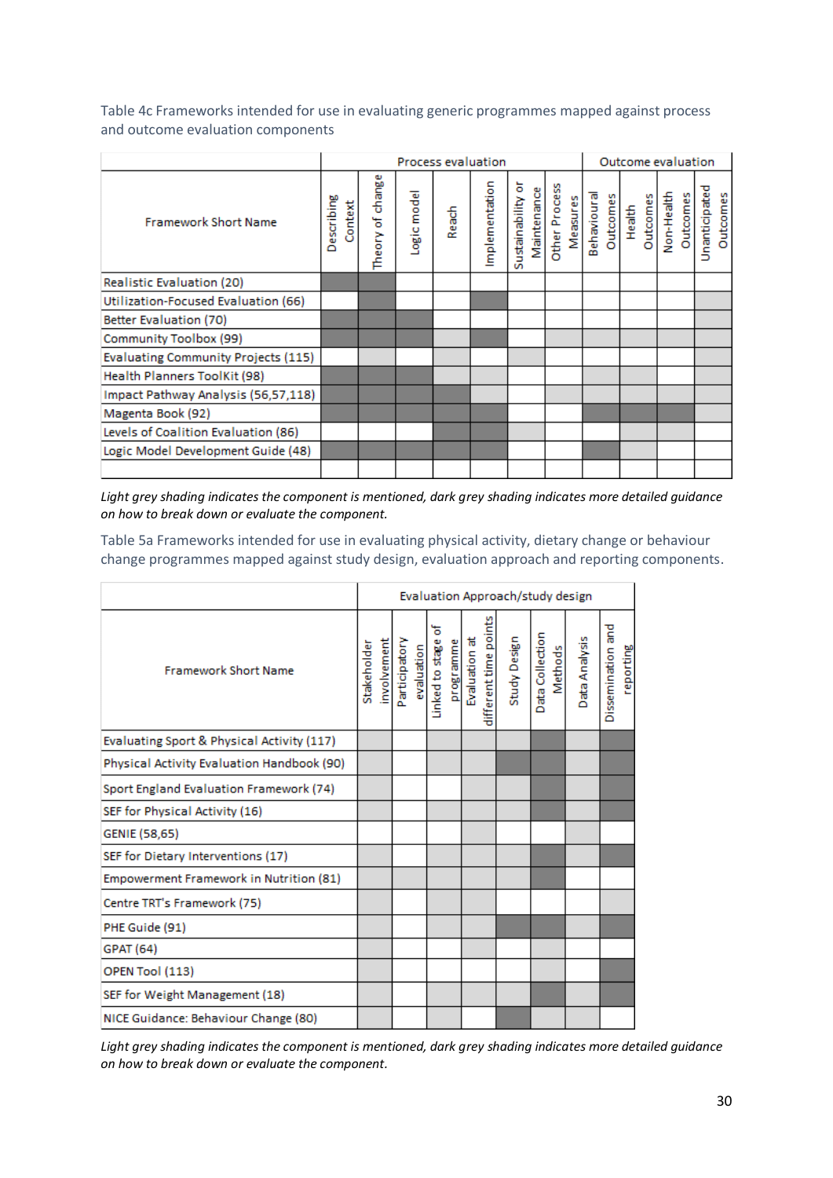Table 4c Frameworks intended for use in evaluating generic programmes mapped against process and outcome evaluation components

| Framework Short Name | Process evaluation | | | | | | | Outcome evaluation | | | |
|---|---|---|---|---|---|---|---|---|---|---|---|
| | Describing Context | Theory of change | Logic model | Reach | Implementation | Sustainability or Maintenance | Other Process Measures | Behavioural Outcomes | Health Outcomes | Non-Health Outcomes | Unanticipated Outcomes |
| Realistic Evaluation (20) | Dark | Dark | | | | | | | | | |
| Utilization-Focused Evaluation (66) | | Dark | | | Dark | | | | | | Light |
| Better Evaluation (70) | Dark | Dark | Dark | | | | | | | | Light |
| Community Toolbox (99) | Dark | Dark | Dark | Light | Dark | | Light | Light | Light | Light | Light |
| Evaluating Community Projects (115) | | Light | | Light | | Light | | | | | Light |
| Health Planners ToolKit (98) | Dark | Dark | Dark | Light | Light | | | Light | Light | Light | Light |
| Impact Pathway Analysis (56,57,118) | Dark | Dark | Dark | Light | Light | | Light | Light | Light | Light | Light |
| Magenta Book (92) | Dark | Dark | Dark | Dark | Dark | | | Dark | Dark | Dark | Light |
| Levels of Coalition Evaluation (86) | | | | Dark | Dark | Light | | Light | Light | Light | |
| Logic Model Development Guide (48) | Dark | Dark | Dark | Dark | Dark | | | Dark | Light | | |
| | | | | | | | | | | | |

*Light grey shading indicates the component is mentioned, dark grey shading indicates more detailed guidance on how to break down or evaluate the component.*

Table 5a Frameworks intended for use in evaluating physical activity, dietary change or behaviour change programmes mapped against study design, evaluation approach and reporting components.

| Framework Short Name | Evaluation Approach/study design | | | | | | | |
|---|---|---|---|---|---|---|---|---|
| | Stakeholder involvement | Participatory evaluation | Linked to stage of programme | Evaluation at different time points | Study Design | Data Collection Methods | Data Analysis | Dissemination and reporting |
| Evaluating Sport & Physical Activity (117) | Light | | Light | Light | Light | Dark | Light | Dark |
| Physical Activity Evaluation Handbook (90) | Light | | Light | Light | Dark | Dark | Light | Dark |
| Sport England Evaluation Framework (74) | Light | | | Light | Light | Dark | Light | Dark |
| SEF for Physical Activity (16) | Light | | Light | Light | Light | Dark | Light | Dark |
| GENIE (58,65) | | | Light | Light | | | Light | |
| SEF for Dietary Interventions (17) | Light | | Light | Light | Light | Dark | Light | Dark |
| Empowerment Framework in Nutrition (81) | Light | Light | Light | Light | Light | Dark | Light | |
| Centre TRT's Framework (75) | Light | | Light | Light | | Light | Light | Light |
| PHE Guide (91) | Light | | Light | Light | Dark | Dark | Light | Dark |
| GPAT (64) | Light | | | Light | | Light | | |
| OPEN Tool (113) | Light | | | | | Light | Light | Dark |
| SEF for Weight Management (18) | Light | | Light | Light | Light | Dark | Light | Dark |
| NICE Guidance: Behaviour Change (80) | Light | | Light | | Dark | Light | Light | |

*Light grey shading indicates the component is mentioned, dark grey shading indicates more detailed guidance on how to break down or evaluate the component.*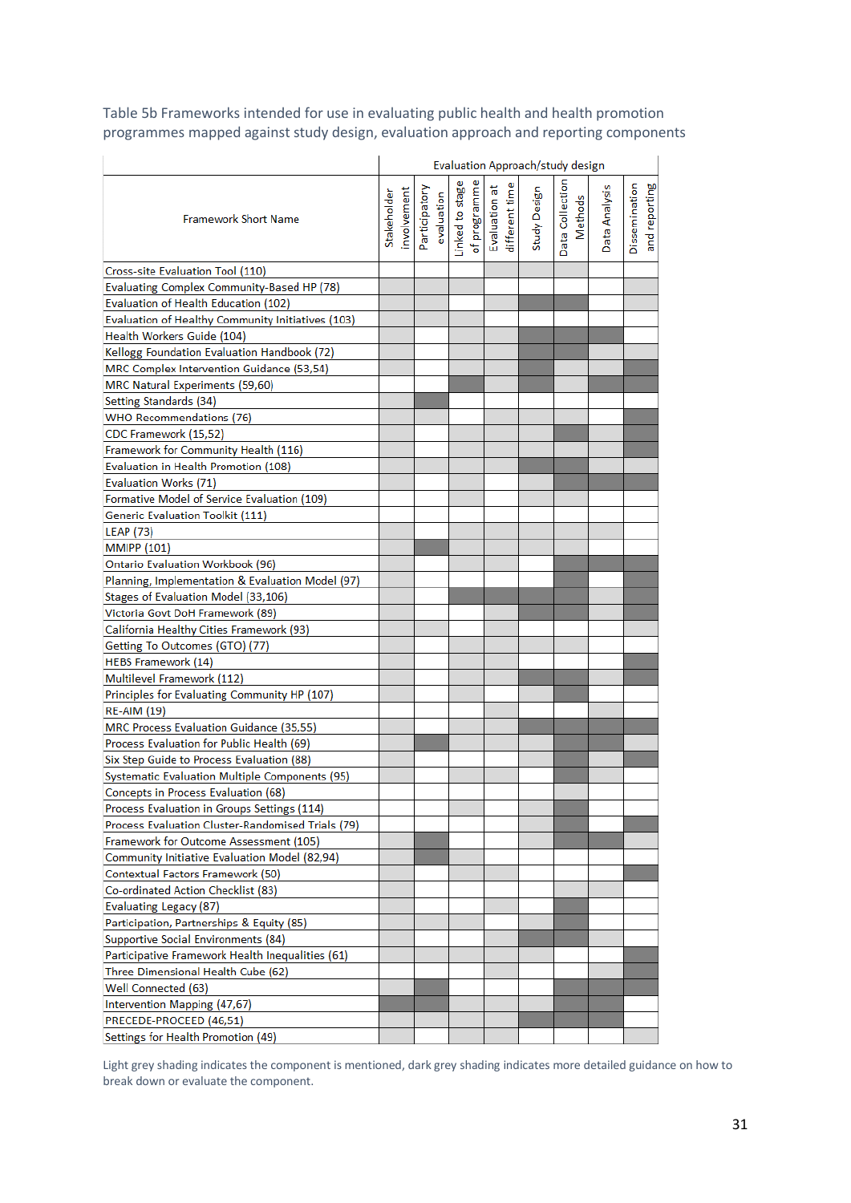Table 5b Frameworks intended for use in evaluating public health and health promotion programmes mapped against study design, evaluation approach and reporting components

| Framework Short Name | Evaluation Approach/study design | | | | | | | |
|---|---|---|---|---|---|---|---|---|
| | Stakeholder involvement | Participatory evaluation | Linked to stage of programme | Evaluation at different time | Study Design | Data Collection Methods | Data Analysis | Dissemination and reporting |
| Cross-site Evaluation Tool (110) | | | | Light | Light | Light | | |
| Evaluating Complex Community-Based HP (78) | Light | Light | Light | | | | | Light |
| Evaluation of Health Education (102) | Light | Light | | Light | Dark | Dark | | Light |
| Evaluation of Healthy Community Initiatives (103) | Light | Light | Light | | | | | |
| Health Workers Guide (104) | Light | | | Light | Dark | Dark | Dark | |
| Kellogg Foundation Evaluation Handbook (72) | Light | | | Light | Dark | Dark | Light | Light |
| MRC Complex Intervention Guidance (53,54) | Light | | Light | Light | Dark | Light | Light | Dark |
| MRC Natural Experiments (59,60) | | | Dark | Light | Dark | Light | Dark | Dark |
| Setting Standards (34) | Light | Dark | | | | | | |
| WHO Recommendations (76) | Light | Light | | Light | Light | Light | | Dark |
| CDC Framework (15,52) | Light | | Light | Light | Light | Dark | Light | Dark |
| Framework for Community Health (116) | Light | | Light | Light | Light | Light | | Dark |
| Evaluation in Health Promotion (108) | Light | Light | Light | Light | Dark | Dark | Light | Light |
| Evaluation Works (71) | Light | | Light | | Light | Dark | Dark | Dark |
| Formative Model of Service Evaluation (109) | | | Light | | Light | Light | | |
| Generic Evaluation Toolkit (111) | | | | | | | | |
| LEAP (73) | Light | | Light | Light | Light | Light | Light | |
| MMIPP (101) | Light | Dark | Light | Light | Light | Light | | |
| Ontario Evaluation Workbook (96) | Light | | Light | Light | | Dark | Dark | Dark |
| Planning, Implementation & Evaluation Model (97) | Light | | | | | Dark | | Dark |
| Stages of Evaluation Model (33,106) | Light | | Dark | Dark | Dark | Dark | Light | Dark |
| Victoria Govt DoH Framework (89) | Light | | | Light | Dark | Dark | Light | Dark |
| California Healthy Cities Framework (93) | Light | Light | | Light | | | | Light |
| Getting To Outcomes (GTO) (77) | Light | | Light | Light | Light | Light | | |
| HEBS Framework (14) | Light | | Light | Light | | | | Dark |
| Multilevel Framework (112) | Light | | Light | Light | Dark | Dark | | Dark |
| Principles for Evaluating Community HP (107) | Light | | Light | | Light | Dark | | |
| RE-AIM (19) | | | | Light | | | Light | |
| MRC Process Evaluation Guidance (35,55) | Light | | Light | Light | Dark | Dark | Dark | Dark |
| Process Evaluation for Public Health (69) | Light | Dark | Light | Light | Light | Dark | Dark | Light |
| Six Step Guide to Process Evaluation (88) | Light | | | | Light | Dark | Light | Dark |
| Systematic Evaluation Multiple Components (95) | Light | | Light | Light | | Dark | | |
| Concepts in Process Evaluation (68) | | | | | | Light | | |
| Process Evaluation in Groups Settings (114) | | | Light | | Light | Dark | | |
| Process Evaluation Cluster-Randomised Trials (79) | | | | | Light | Dark | | Dark |
| Framework for Outcome Assessment (105) | Light | Dark | | | Dark | Dark | Dark | Light |
| Community Initiative Evaluation Model (82,94) | Light | Dark | Light | | | | | |
| Contextual Factors Framework (50) | Light | | Light | Light | | | | Dark |
| Co-ordinated Action Checklist (83) | Light | | | | | Light | Light | |
| Evaluating Legacy (87) | Light | | | Light | | Dark | | |
| Participation, Partnerships & Equity (85) | Light | Light | Light | | Light | Dark | | |
| Supportive Social Environments (84) | Light | | | Light | Dark | Dark | | |
| Participative Framework Health Inequalities (61) | Light | Light | Light | Light | | | | Dark |
| Three Dimensional Health Cube (62) | | | | Light | | | Light | Dark |
| Well Connected (63) | Light | Dark | | | | Dark | Dark | Dark |
| Intervention Mapping (47,67) | Dark | Dark | Light | Light | Light | Dark | Dark | |
| PRECEDE-PROCEED (46,51) | Light | Light | Light | Light | Dark | Dark | Dark | |
| Settings for Health Promotion (49) | Light | | Light | Light | | | | Light |

Light grey shading indicates the component is mentioned, dark grey shading indicates more detailed guidance on how to break down or evaluate the component.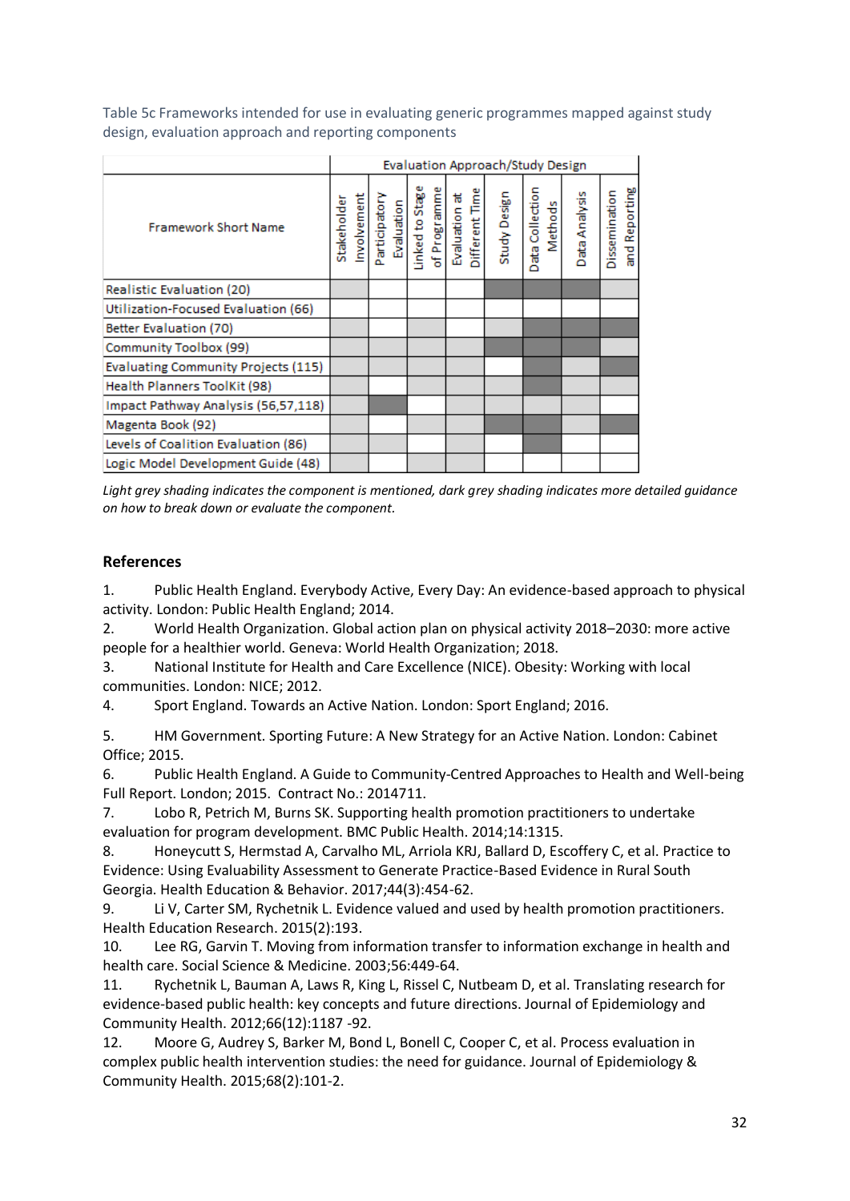Table 5c Frameworks intended for use in evaluating generic programmes mapped against study design, evaluation approach and reporting components

| Framework Short Name | Evaluation Approach/Study Design | | | | | | | |
|---|---|---|---|---|---|---|---|---|
| | Stakeholder Involvement | Participatory Evaluation | Linked to Stage of Programme | Evaluation at Different Time | Study Design | Data Collection Methods | Data Analysis | Dissemination and Reporting |
| Realistic Evaluation (20) | Light | | | | Dark | Dark | Dark | Light |
| Utilization-Focused Evaluation (66) | Light | | | | | | | |
| Better Evaluation (70) | Light | | Light | | Light | Dark | Dark | Dark |
| Community Toolbox (99) | Light | Light | Light | Light | Dark | Dark | Dark | Light |
| Evaluating Community Projects (115) | Light | Light | Light | Light | | Dark | Light | Dark |
| Health Planners ToolKit (98) | Light | | Light | Light | Light | Dark | Light | Light |
| Impact Pathway Analysis (56,57,118) | Light | Dark | | Light | Light | Light | Light | |
| Magenta Book (92) | Light | | Light | Light | Dark | Dark | Light | Dark |
| Levels of Coalition Evaluation (86) | Light | Light | | Light | | Dark | | |
| Logic Model Development Guide (48) | Light | | Light | Light | | | | |

*Light grey shading indicates the component is mentioned, dark grey shading indicates more detailed guidance on how to break down or evaluate the component.*

## References

1. Public Health England. Everybody Active, Every Day: An evidence-based approach to physical activity. London: Public Health England; 2014.
2. World Health Organization. Global action plan on physical activity 2018–2030: more active people for a healthier world. Geneva: World Health Organization; 2018.
3. National Institute for Health and Care Excellence (NICE). Obesity: Working with local communities. London: NICE; 2012.
4. Sport England. Towards an Active Nation. London: Sport England; 2016.
5. HM Government. Sporting Future: A New Strategy for an Active Nation. London: Cabinet Office; 2015.
6. Public Health England. A Guide to Community-Centred Approaches to Health and Well-being Full Report. London; 2015. Contract No.: 2014711.
7. Lobo R, Petrich M, Burns SK. Supporting health promotion practitioners to undertake evaluation for program development. BMC Public Health. 2014;14:1315.
8. Honeycutt S, Hermstad A, Carvalho ML, Arriola KRJ, Ballard D, Escoffery C, et al. Practice to Evidence: Using Evaluability Assessment to Generate Practice-Based Evidence in Rural South Georgia. Health Education & Behavior. 2017;44(3):454-62.
9. Li V, Carter SM, Rychetnik L. Evidence valued and used by health promotion practitioners. Health Education Research. 2015(2):193.
10. Lee RG, Garvin T. Moving from information transfer to information exchange in health and health care. Social Science & Medicine. 2003;56:449-64.
11. Rychetnik L, Bauman A, Laws R, King L, Rissel C, Nutbeam D, et al. Translating research for evidence-based public health: key concepts and future directions. Journal of Epidemiology and Community Health. 2012;66(12):1187 -92.
12. Moore G, Audrey S, Barker M, Bond L, Bonell C, Cooper C, et al. Process evaluation in complex public health intervention studies: the need for guidance. Journal of Epidemiology & Community Health. 2015;68(2):101-2.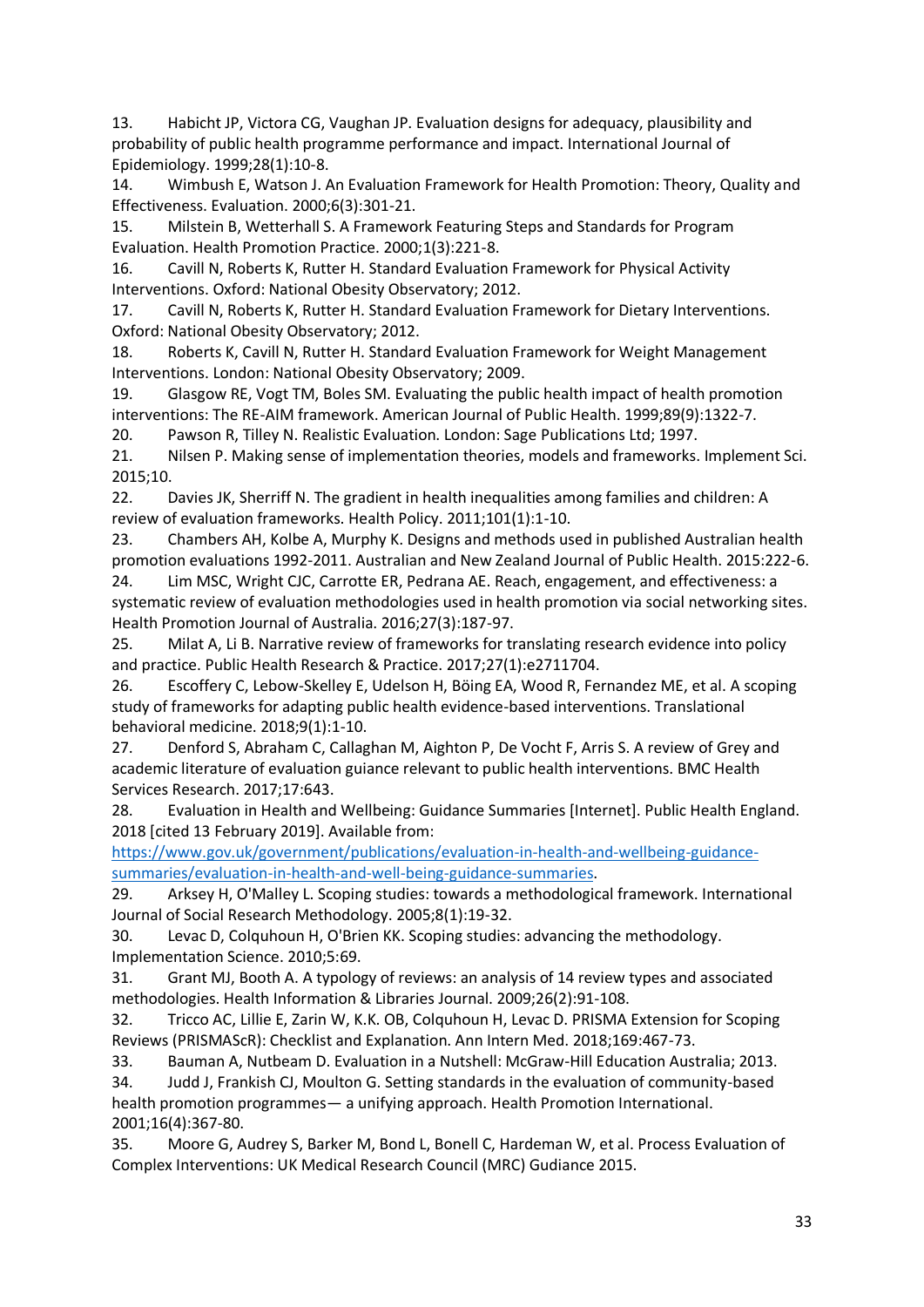13. Habicht JP, Victora CG, Vaughan JP. Evaluation designs for adequacy, plausibility and probability of public health programme performance and impact. International Journal of Epidemiology. 1999;28(1):10-8.
14. Wimbush E, Watson J. An Evaluation Framework for Health Promotion: Theory, Quality and Effectiveness. Evaluation. 2000;6(3):301-21.
15. Milstein B, Wetterhall S. A Framework Featuring Steps and Standards for Program Evaluation. Health Promotion Practice. 2000;1(3):221-8.
16. Cavill N, Roberts K, Rutter H. Standard Evaluation Framework for Physical Activity Interventions. Oxford: National Obesity Observatory; 2012.
17. Cavill N, Roberts K, Rutter H. Standard Evaluation Framework for Dietary Interventions. Oxford: National Obesity Observatory; 2012.
18. Roberts K, Cavill N, Rutter H. Standard Evaluation Framework for Weight Management Interventions. London: National Obesity Observatory; 2009.
19. Glasgow RE, Vogt TM, Boles SM. Evaluating the public health impact of health promotion interventions: The RE-AIM framework. American Journal of Public Health. 1999;89(9):1322-7.
20. Pawson R, Tilley N. Realistic Evaluation. London: Sage Publications Ltd; 1997.
21. Nilsen P. Making sense of implementation theories, models and frameworks. Implement Sci. 2015;10.
22. Davies JK, Sherriff N. The gradient in health inequalities among families and children: A review of evaluation frameworks. Health Policy. 2011;101(1):1-10.
23. Chambers AH, Kolbe A, Murphy K. Designs and methods used in published Australian health promotion evaluations 1992-2011. Australian and New Zealand Journal of Public Health. 2015:222-6.
24. Lim MSC, Wright CJC, Carrotte ER, Pedrana AE. Reach, engagement, and effectiveness: a systematic review of evaluation methodologies used in health promotion via social networking sites. Health Promotion Journal of Australia. 2016;27(3):187-97.
25. Milat A, Li B. Narrative review of frameworks for translating research evidence into policy and practice. Public Health Research & Practice. 2017;27(1):e2711704.
26. Escoffery C, Lebow-Skelley E, Udelson H, Böing EA, Wood R, Fernandez ME, et al. A scoping study of frameworks for adapting public health evidence-based interventions. Translational behavioral medicine. 2018;9(1):1-10.
27. Denford S, Abraham C, Callaghan M, Aighton P, De Vocht F, Arris S. A review of Grey and academic literature of evaluation guiance relevant to public health interventions. BMC Health Services Research. 2017;17:643.
28. Evaluation in Health and Wellbeing: Guidance Summaries [Internet]. Public Health England. 2018 [cited 13 February 2019]. Available from: https://www.gov.uk/government/publications/evaluation-in-health-and-wellbeing-guidance-summaries/evaluation-in-health-and-well-being-guidance-summaries.
29. Arksey H, O'Malley L. Scoping studies: towards a methodological framework. International Journal of Social Research Methodology. 2005;8(1):19-32.
30. Levac D, Colquhoun H, O'Brien KK. Scoping studies: advancing the methodology. Implementation Science. 2010;5:69.
31. Grant MJ, Booth A. A typology of reviews: an analysis of 14 review types and associated methodologies. Health Information & Libraries Journal. 2009;26(2):91-108.
32. Tricco AC, Lillie E, Zarin W, K.K. OB, Colquhoun H, Levac D. PRISMA Extension for Scoping Reviews (PRISMAScR): Checklist and Explanation. Ann Intern Med. 2018;169:467-73.
33. Bauman A, Nutbeam D. Evaluation in a Nutshell: McGraw-Hill Education Australia; 2013.
34. Judd J, Frankish CJ, Moulton G. Setting standards in the evaluation of community-based health promotion programmes— a unifying approach. Health Promotion International. 2001;16(4):367-80.
35. Moore G, Audrey S, Barker M, Bond L, Bonell C, Hardeman W, et al. Process Evaluation of Complex Interventions: UK Medical Research Council (MRC) Gudiance 2015.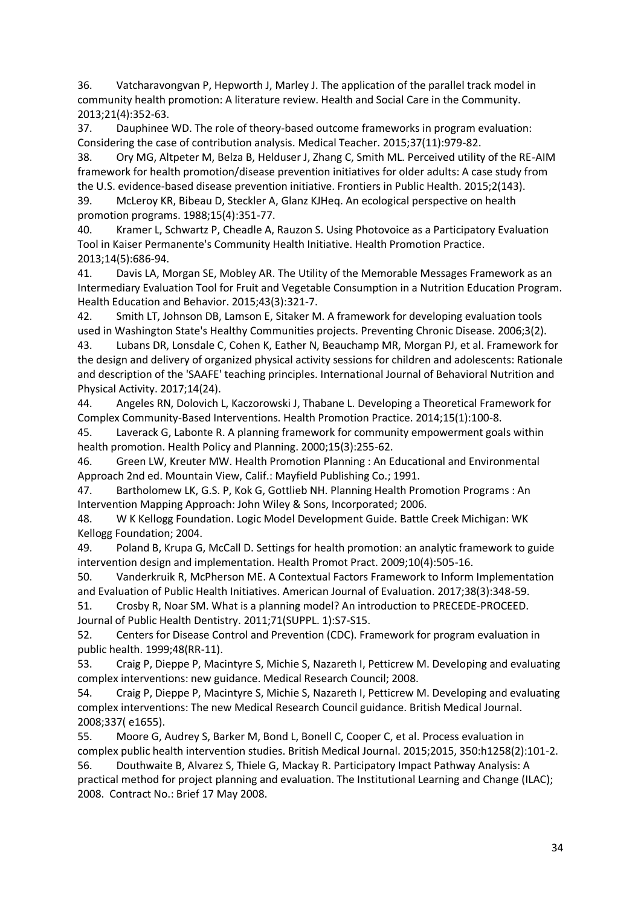36. Vatcharavongvan P, Hepworth J, Marley J. The application of the parallel track model in community health promotion: A literature review. Health and Social Care in the Community. 2013;21(4):352-63.

37. Dauphinee WD. The role of theory-based outcome frameworks in program evaluation: Considering the case of contribution analysis. Medical Teacher. 2015;37(11):979-82.

38. Ory MG, Altpeter M, Belza B, Helduser J, Zhang C, Smith ML. Perceived utility of the RE-AIM framework for health promotion/disease prevention initiatives for older adults: A case study from the U.S. evidence-based disease prevention initiative. Frontiers in Public Health. 2015;2(143).

39. McLeroy KR, Bibeau D, Steckler A, Glanz KJHeq. An ecological perspective on health promotion programs. 1988;15(4):351-77.

40. Kramer L, Schwartz P, Cheadle A, Rauzon S. Using Photovoice as a Participatory Evaluation Tool in Kaiser Permanente's Community Health Initiative. Health Promotion Practice. 2013;14(5):686-94.

41. Davis LA, Morgan SE, Mobley AR. The Utility of the Memorable Messages Framework as an Intermediary Evaluation Tool for Fruit and Vegetable Consumption in a Nutrition Education Program. Health Education and Behavior. 2015;43(3):321-7.

42. Smith LT, Johnson DB, Lamson E, Sitaker M. A framework for developing evaluation tools used in Washington State's Healthy Communities projects. Preventing Chronic Disease. 2006;3(2).

43. Lubans DR, Lonsdale C, Cohen K, Eather N, Beauchamp MR, Morgan PJ, et al. Framework for the design and delivery of organized physical activity sessions for children and adolescents: Rationale and description of the 'SAAFE' teaching principles. International Journal of Behavioral Nutrition and Physical Activity. 2017;14(24).

44. Angeles RN, Dolovich L, Kaczorowski J, Thabane L. Developing a Theoretical Framework for Complex Community-Based Interventions. Health Promotion Practice. 2014;15(1):100-8.

45. Laverack G, Labonte R. A planning framework for community empowerment goals within health promotion. Health Policy and Planning. 2000;15(3):255-62.

46. Green LW, Kreuter MW. Health Promotion Planning : An Educational and Environmental Approach 2nd ed. Mountain View, Calif.: Mayfield Publishing Co.; 1991.

47. Bartholomew LK, G.S. P, Kok G, Gottlieb NH. Planning Health Promotion Programs : An Intervention Mapping Approach: John Wiley & Sons, Incorporated; 2006.

48. W K Kellogg Foundation. Logic Model Development Guide. Battle Creek Michigan: WK Kellogg Foundation; 2004.

49. Poland B, Krupa G, McCall D. Settings for health promotion: an analytic framework to guide intervention design and implementation. Health Promot Pract. 2009;10(4):505-16.

50. Vanderkruik R, McPherson ME. A Contextual Factors Framework to Inform Implementation and Evaluation of Public Health Initiatives. American Journal of Evaluation. 2017;38(3):348-59.

51. Crosby R, Noar SM. What is a planning model? An introduction to PRECEDE-PROCEED. Journal of Public Health Dentistry. 2011;71(SUPPL. 1):S7-S15.

52. Centers for Disease Control and Prevention (CDC). Framework for program evaluation in public health. 1999;48(RR-11).

53. Craig P, Dieppe P, Macintyre S, Michie S, Nazareth I, Petticrew M. Developing and evaluating complex interventions: new guidance. Medical Research Council; 2008.

54. Craig P, Dieppe P, Macintyre S, Michie S, Nazareth I, Petticrew M. Developing and evaluating complex interventions: The new Medical Research Council guidance. British Medical Journal. 2008;337( e1655).

55. Moore G, Audrey S, Barker M, Bond L, Bonell C, Cooper C, et al. Process evaluation in complex public health intervention studies. British Medical Journal. 2015;2015, 350:h1258(2):101-2.

56. Douthwaite B, Alvarez S, Thiele G, Mackay R. Participatory Impact Pathway Analysis: A practical method for project planning and evaluation. The Institutional Learning and Change (ILAC); 2008. Contract No.: Brief 17 May 2008.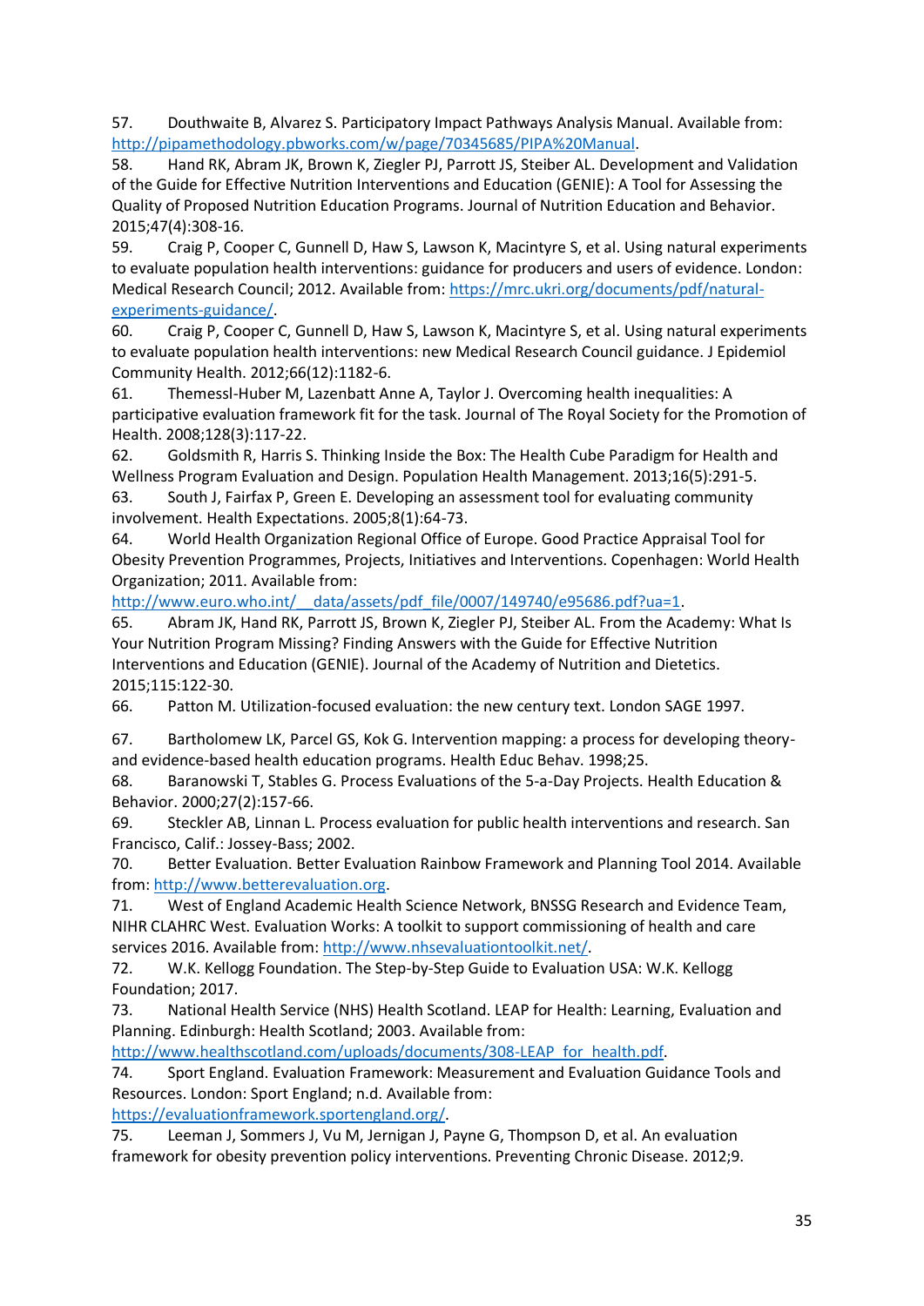57. Douthwaite B, Alvarez S. Participatory Impact Pathways Analysis Manual. Available from: http://pipamethodology.pbworks.com/w/page/70345685/PIPA%20Manual.

58. Hand RK, Abram JK, Brown K, Ziegler PJ, Parrott JS, Steiber AL. Development and Validation of the Guide for Effective Nutrition Interventions and Education (GENIE): A Tool for Assessing the Quality of Proposed Nutrition Education Programs. Journal of Nutrition Education and Behavior. 2015;47(4):308-16.

59. Craig P, Cooper C, Gunnell D, Haw S, Lawson K, Macintyre S, et al. Using natural experiments to evaluate population health interventions: guidance for producers and users of evidence. London: Medical Research Council; 2012. Available from: https://mrc.ukri.org/documents/pdf/natural-experiments-guidance/.

60. Craig P, Cooper C, Gunnell D, Haw S, Lawson K, Macintyre S, et al. Using natural experiments to evaluate population health interventions: new Medical Research Council guidance. J Epidemiol Community Health. 2012;66(12):1182-6.

61. Themessl-Huber M, Lazenbatt Anne A, Taylor J. Overcoming health inequalities: A participative evaluation framework fit for the task. Journal of The Royal Society for the Promotion of Health. 2008;128(3):117-22.

62. Goldsmith R, Harris S. Thinking Inside the Box: The Health Cube Paradigm for Health and Wellness Program Evaluation and Design. Population Health Management. 2013;16(5):291-5.

63. South J, Fairfax P, Green E. Developing an assessment tool for evaluating community involvement. Health Expectations. 2005;8(1):64-73.

64. World Health Organization Regional Office of Europe. Good Practice Appraisal Tool for Obesity Prevention Programmes, Projects, Initiatives and Interventions. Copenhagen: World Health Organization; 2011. Available from: http://www.euro.who.int/__data/assets/pdf_file/0007/149740/e95686.pdf?ua=1.

65. Abram JK, Hand RK, Parrott JS, Brown K, Ziegler PJ, Steiber AL. From the Academy: What Is Your Nutrition Program Missing? Finding Answers with the Guide for Effective Nutrition Interventions and Education (GENIE). Journal of the Academy of Nutrition and Dietetics. 2015;115:122-30.

66. Patton M. Utilization-focused evaluation: the new century text. London SAGE 1997.

67. Bartholomew LK, Parcel GS, Kok G. Intervention mapping: a process for developing theory- and evidence-based health education programs. Health Educ Behav. 1998;25.

68. Baranowski T, Stables G. Process Evaluations of the 5-a-Day Projects. Health Education & Behavior. 2000;27(2):157-66.

69. Steckler AB, Linnan L. Process evaluation for public health interventions and research. San Francisco, Calif.: Jossey-Bass; 2002.

70. Better Evaluation. Better Evaluation Rainbow Framework and Planning Tool 2014. Available from: http://www.betterevaluation.org.

71. West of England Academic Health Science Network, BNSSG Research and Evidence Team, NIHR CLAHRC West. Evaluation Works: A toolkit to support commissioning of health and care services 2016. Available from: http://www.nhsevaluationtoolkit.net/.

72. W.K. Kellogg Foundation. The Step-by-Step Guide to Evaluation USA: W.K. Kellogg Foundation; 2017.

73. National Health Service (NHS) Health Scotland. LEAP for Health: Learning, Evaluation and Planning. Edinburgh: Health Scotland; 2003. Available from: http://www.healthscotland.com/uploads/documents/308-LEAP_for_health.pdf.

74. Sport England. Evaluation Framework: Measurement and Evaluation Guidance Tools and Resources. London: Sport England; n.d. Available from: https://evaluationframework.sportengland.org/.

75. Leeman J, Sommers J, Vu M, Jernigan J, Payne G, Thompson D, et al. An evaluation framework for obesity prevention policy interventions. Preventing Chronic Disease. 2012;9.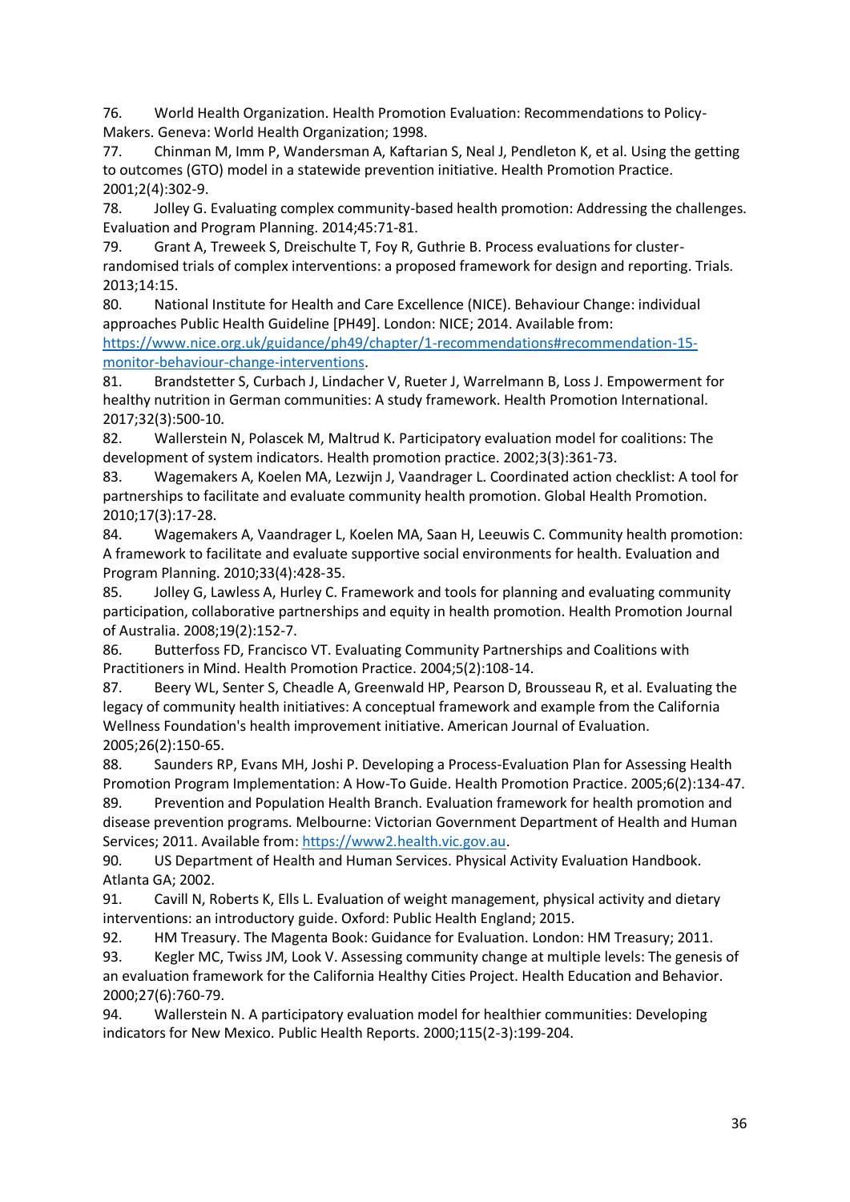76. World Health Organization. Health Promotion Evaluation: Recommendations to Policy-Makers. Geneva: World Health Organization; 1998.

77. Chinman M, Imm P, Wandersman A, Kaftarian S, Neal J, Pendleton K, et al. Using the getting to outcomes (GTO) model in a statewide prevention initiative. Health Promotion Practice. 2001;2(4):302-9.

78. Jolley G. Evaluating complex community-based health promotion: Addressing the challenges. Evaluation and Program Planning. 2014;45:71-81.

79. Grant A, Treweek S, Dreischulte T, Foy R, Guthrie B. Process evaluations for cluster-randomised trials of complex interventions: a proposed framework for design and reporting. Trials. 2013;14:15.

80. National Institute for Health and Care Excellence (NICE). Behaviour Change: individual approaches Public Health Guideline [PH49]. London: NICE; 2014. Available from: [https://www.nice.org.uk/guidance/ph49/chapter/1-recommendations#recommendation-15-monitor-behaviour-change-interventions](https://www.nice.org.uk/guidance/ph49/chapter/1-recommendations#recommendation-15-monitor-behaviour-change-interventions).

81. Brandstetter S, Curbach J, Lindacher V, Rueter J, Warrelmann B, Loss J. Empowerment for healthy nutrition in German communities: A study framework. Health Promotion International. 2017;32(3):500-10.

82. Wallerstein N, Polascek M, Maltrud K. Participatory evaluation model for coalitions: The development of system indicators. Health promotion practice. 2002;3(3):361-73.

83. Wagemakers A, Koelen MA, Lezwijn J, Vaandrager L. Coordinated action checklist: A tool for partnerships to facilitate and evaluate community health promotion. Global Health Promotion. 2010;17(3):17-28.

84. Wagemakers A, Vaandrager L, Koelen MA, Saan H, Leeuwis C. Community health promotion: A framework to facilitate and evaluate supportive social environments for health. Evaluation and Program Planning. 2010;33(4):428-35.

85. Jolley G, Lawless A, Hurley C. Framework and tools for planning and evaluating community participation, collaborative partnerships and equity in health promotion. Health Promotion Journal of Australia. 2008;19(2):152-7.

86. Butterfoss FD, Francisco VT. Evaluating Community Partnerships and Coalitions with Practitioners in Mind. Health Promotion Practice. 2004;5(2):108-14.

87. Beery WL, Senter S, Cheadle A, Greenwald HP, Pearson D, Brousseau R, et al. Evaluating the legacy of community health initiatives: A conceptual framework and example from the California Wellness Foundation's health improvement initiative. American Journal of Evaluation. 2005;26(2):150-65.

88. Saunders RP, Evans MH, Joshi P. Developing a Process-Evaluation Plan for Assessing Health Promotion Program Implementation: A How-To Guide. Health Promotion Practice. 2005;6(2):134-47.

89. Prevention and Population Health Branch. Evaluation framework for health promotion and disease prevention programs. Melbourne: Victorian Government Department of Health and Human Services; 2011. Available from: [https://www2.health.vic.gov.au](https://www2.health.vic.gov.au).

90. US Department of Health and Human Services. Physical Activity Evaluation Handbook. Atlanta GA; 2002.

91. Cavill N, Roberts K, Ells L. Evaluation of weight management, physical activity and dietary interventions: an introductory guide. Oxford: Public Health England; 2015.

92. HM Treasury. The Magenta Book: Guidance for Evaluation. London: HM Treasury; 2011.

93. Kegler MC, Twiss JM, Look V. Assessing community change at multiple levels: The genesis of an evaluation framework for the California Healthy Cities Project. Health Education and Behavior. 2000;27(6):760-79.

94. Wallerstein N. A participatory evaluation model for healthier communities: Developing indicators for New Mexico. Public Health Reports. 2000;115(2-3):199-204.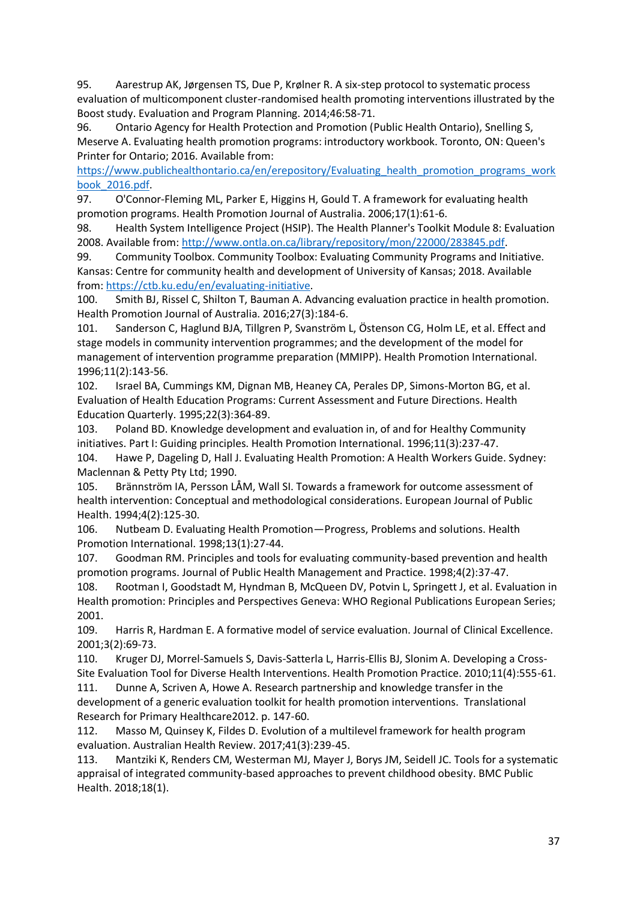95. Aarestrup AK, Jørgensen TS, Due P, Krølner R. A six-step protocol to systematic process evaluation of multicomponent cluster-randomised health promoting interventions illustrated by the Boost study. Evaluation and Program Planning. 2014;46:58-71.

96. Ontario Agency for Health Protection and Promotion (Public Health Ontario), Snelling S, Meserve A. Evaluating health promotion programs: introductory workbook. Toronto, ON: Queen's Printer for Ontario; 2016. Available from: https://www.publichealthontario.ca/en/erepository/Evaluating_health_promotion_programs_workbook_2016.pdf.

97. O'Connor-Fleming ML, Parker E, Higgins H, Gould T. A framework for evaluating health promotion programs. Health Promotion Journal of Australia. 2006;17(1):61-6.

98. Health System Intelligence Project (HSIP). The Health Planner's Toolkit Module 8: Evaluation 2008. Available from: http://www.ontla.on.ca/library/repository/mon/22000/283845.pdf.

99. Community Toolbox. Community Toolbox: Evaluating Community Programs and Initiative. Kansas: Centre for community health and development of University of Kansas; 2018. Available from: https://ctb.ku.edu/en/evaluating-initiative.

100. Smith BJ, Rissel C, Shilton T, Bauman A. Advancing evaluation practice in health promotion. Health Promotion Journal of Australia. 2016;27(3):184-6.

101. Sanderson C, Haglund BJA, Tillgren P, Svanström L, Östenson CG, Holm LE, et al. Effect and stage models in community intervention programmes; and the development of the model for management of intervention programme preparation (MMIPP). Health Promotion International. 1996;11(2):143-56.

102. Israel BA, Cummings KM, Dignan MB, Heaney CA, Perales DP, Simons-Morton BG, et al. Evaluation of Health Education Programs: Current Assessment and Future Directions. Health Education Quarterly. 1995;22(3):364-89.

103. Poland BD. Knowledge development and evaluation in, of and for Healthy Community initiatives. Part I: Guiding principles. Health Promotion International. 1996;11(3):237-47.

104. Hawe P, Dageling D, Hall J. Evaluating Health Promotion: A Health Workers Guide. Sydney: Maclennan & Petty Pty Ltd; 1990.

105. Brännström IA, Persson LÅM, Wall SI. Towards a framework for outcome assessment of health intervention: Conceptual and methodological considerations. European Journal of Public Health. 1994;4(2):125-30.

106. Nutbeam D. Evaluating Health Promotion—Progress, Problems and solutions. Health Promotion International. 1998;13(1):27-44.

107. Goodman RM. Principles and tools for evaluating community-based prevention and health promotion programs. Journal of Public Health Management and Practice. 1998;4(2):37-47.

108. Rootman I, Goodstadt M, Hyndman B, McQueen DV, Potvin L, Springett J, et al. Evaluation in Health promotion: Principles and Perspectives Geneva: WHO Regional Publications European Series; 2001.

109. Harris R, Hardman E. A formative model of service evaluation. Journal of Clinical Excellence. 2001;3(2):69-73.

110. Kruger DJ, Morrel-Samuels S, Davis-Satterla L, Harris-Ellis BJ, Slonim A. Developing a Cross-Site Evaluation Tool for Diverse Health Interventions. Health Promotion Practice. 2010;11(4):555-61.

111. Dunne A, Scriven A, Howe A. Research partnership and knowledge transfer in the development of a generic evaluation toolkit for health promotion interventions. Translational Research for Primary Healthcare2012. p. 147-60.

112. Masso M, Quinsey K, Fildes D. Evolution of a multilevel framework for health program evaluation. Australian Health Review. 2017;41(3):239-45.

113. Mantziki K, Renders CM, Westerman MJ, Mayer J, Borys JM, Seidell JC. Tools for a systematic appraisal of integrated community-based approaches to prevent childhood obesity. BMC Public Health. 2018;18(1).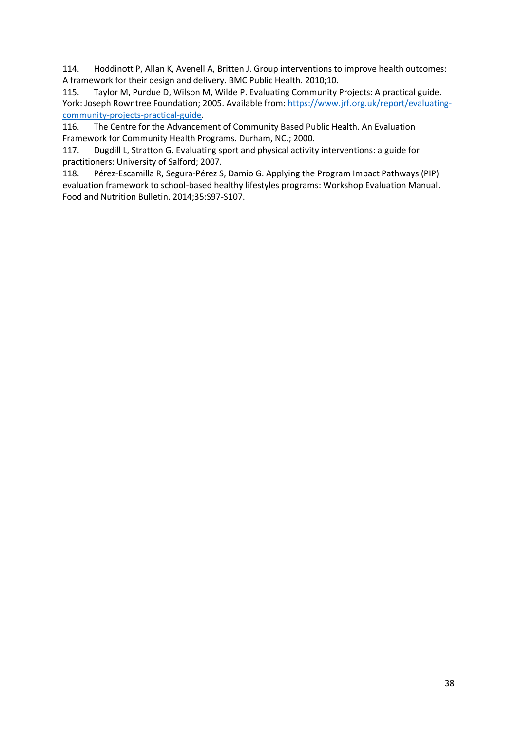114. Hoddinott P, Allan K, Avenell A, Britten J. Group interventions to improve health outcomes: A framework for their design and delivery. BMC Public Health. 2010;10.

115. Taylor M, Purdue D, Wilson M, Wilde P. Evaluating Community Projects: A practical guide. York: Joseph Rowntree Foundation; 2005. Available from: [https://www.jrf.org.uk/report/evaluating-community-projects-practical-guide](https://www.jrf.org.uk/report/evaluating-community-projects-practical-guide).

116. The Centre for the Advancement of Community Based Public Health. An Evaluation Framework for Community Health Programs. Durham, NC.; 2000.

117. Dugdill L, Stratton G. Evaluating sport and physical activity interventions: a guide for practitioners: University of Salford; 2007.

118. Pérez-Escamilla R, Segura-Pérez S, Damio G. Applying the Program Impact Pathways (PIP) evaluation framework to school-based healthy lifestyles programs: Workshop Evaluation Manual. Food and Nutrition Bulletin. 2014;35:S97-S107.